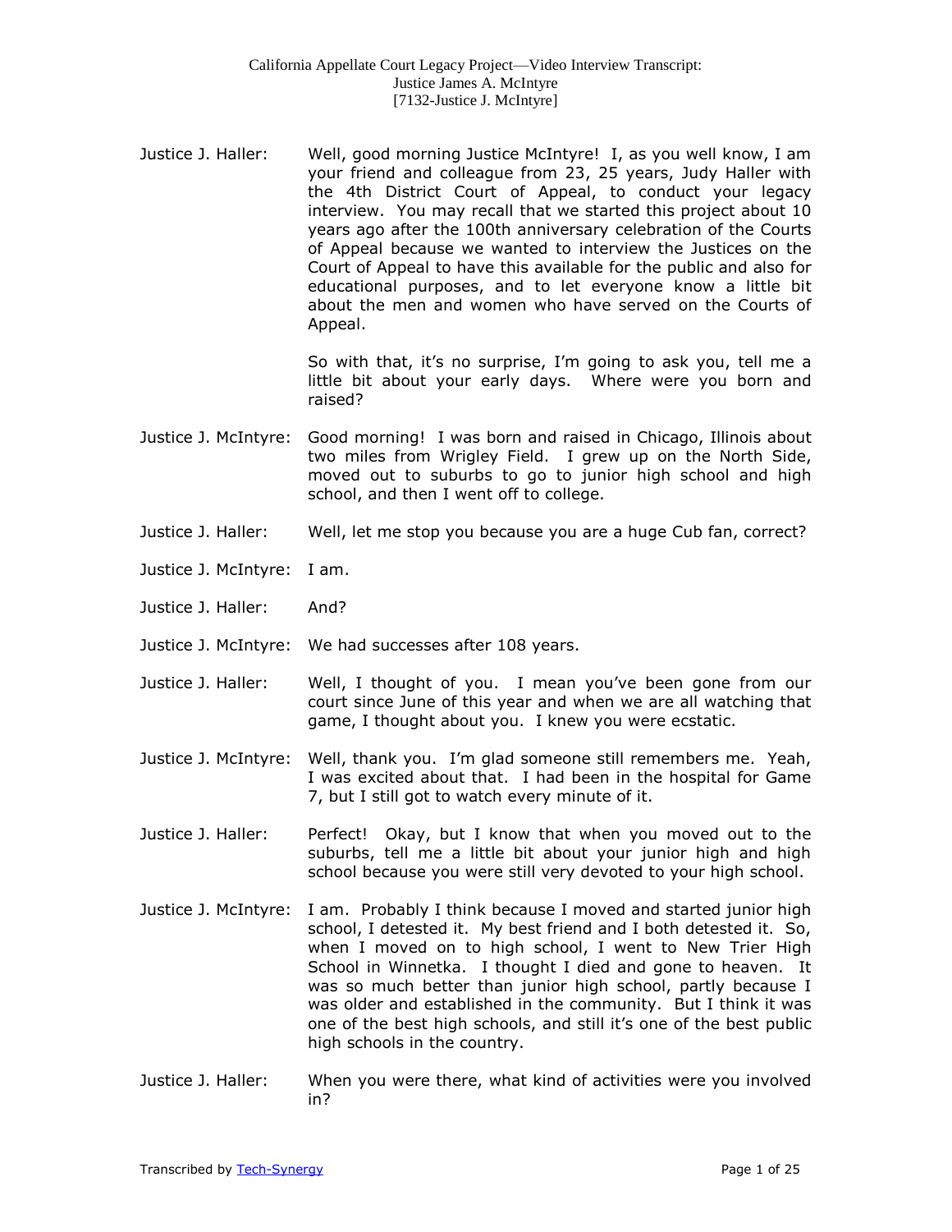Justice J. Haller: Well, good morning Justice McIntyre! I, as you well know, I am your friend and colleague from 23, 25 years, Judy Haller with the 4th District Court of Appeal, to conduct your legacy interview. You may recall that we started this project about 10 years ago after the 100th anniversary celebration of the Courts of Appeal because we wanted to interview the Justices on the Court of Appeal to have this available for the public and also for educational purposes, and to let everyone know a little bit about the men and women who have served on the Courts of Appeal.

So with that, it's no surprise, I'm going to ask you, tell me a little bit about your early days. Where were you born and raised?

Justice J. McIntyre: Good morning! I was born and raised in Chicago, Illinois about two miles from Wrigley Field. I grew up on the North Side, moved out to suburbs to go to junior high school and high school, and then I went off to college.

Justice J. Haller: Well, let me stop you because you are a huge Cub fan, correct?

Justice J. McIntyre: I am.

Justice J. Haller: And?

Justice J. McIntyre: We had successes after 108 years.

Justice J. Haller: Well, I thought of you. I mean you've been gone from our court since June of this year and when we are all watching that game, I thought about you. I knew you were ecstatic.

Justice J. McIntyre: Well, thank you. I'm glad someone still remembers me. Yeah, I was excited about that. I had been in the hospital for Game 7, but I still got to watch every minute of it.

Justice J. Haller: Perfect! Okay, but I know that when you moved out to the suburbs, tell me a little bit about your junior high and high school because you were still very devoted to your high school.

Justice J. McIntyre: I am. Probably I think because I moved and started junior high school, I detested it. My best friend and I both detested it. So, when I moved on to high school, I went to New Trier High School in Winnetka. I thought I died and gone to heaven. It was so much better than junior high school, partly because I was older and established in the community. But I think it was one of the best high schools, and still it's one of the best public high schools in the country.

Justice J. Haller: When you were there, what kind of activities were you involved in?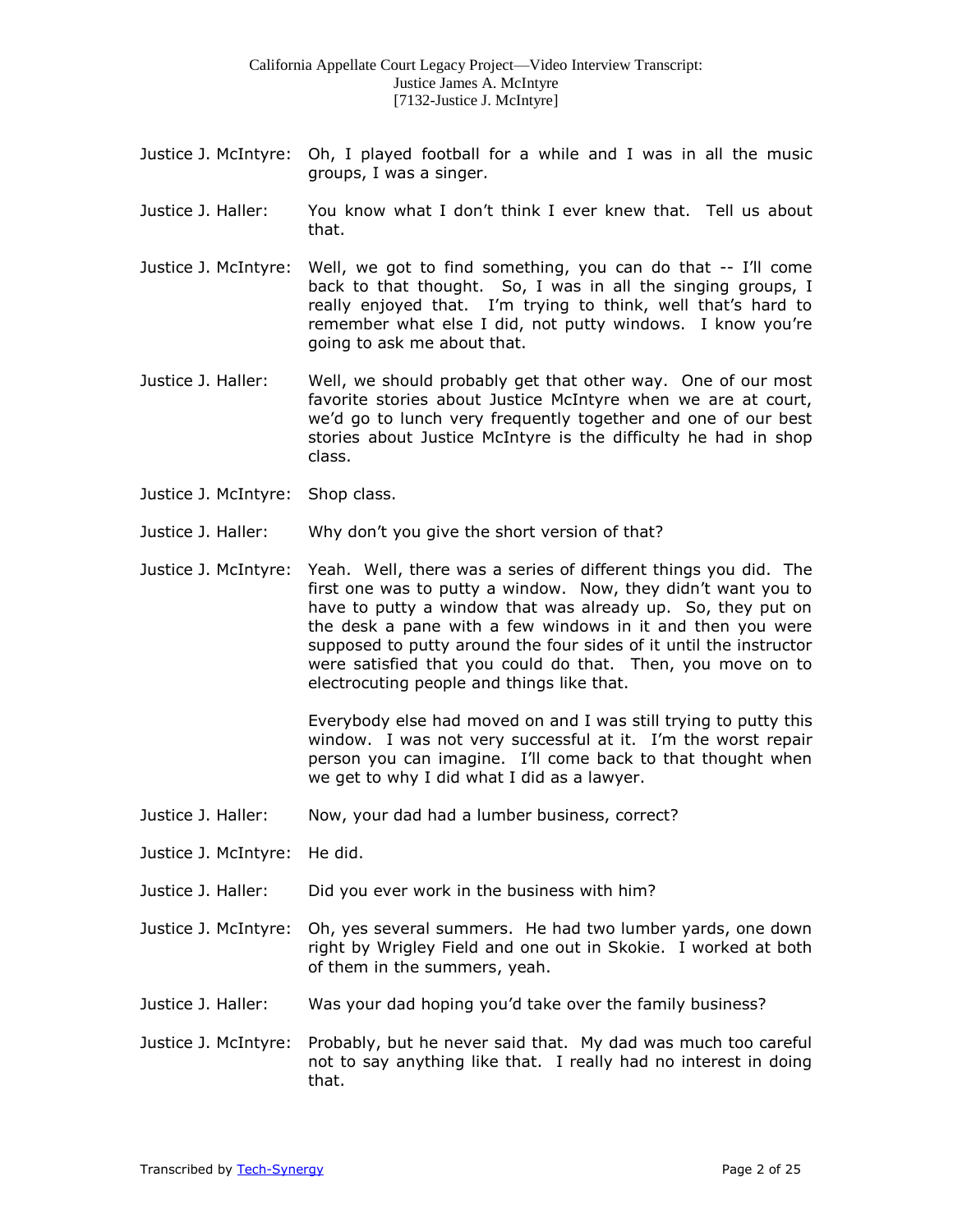Justice J. McIntyre: Oh, I played football for a while and I was in all the music groups, I was a singer.

Justice J. Haller: You know what I don't think I ever knew that. Tell us about that.

Justice J. McIntyre: Well, we got to find something, you can do that -- I'll come back to that thought. So, I was in all the singing groups, I really enjoyed that. I'm trying to think, well that's hard to remember what else I did, not putty windows. I know you're going to ask me about that.

Justice J. Haller: Well, we should probably get that other way. One of our most favorite stories about Justice McIntyre when we are at court, we'd go to lunch very frequently together and one of our best stories about Justice McIntyre is the difficulty he had in shop class.

Justice J. McIntyre: Shop class.

Justice J. Haller: Why don't you give the short version of that?

Justice J. McIntyre: Yeah. Well, there was a series of different things you did. The first one was to putty a window. Now, they didn't want you to have to putty a window that was already up. So, they put on the desk a pane with a few windows in it and then you were supposed to putty around the four sides of it until the instructor were satisfied that you could do that. Then, you move on to electrocuting people and things like that.

Everybody else had moved on and I was still trying to putty this window. I was not very successful at it. I'm the worst repair person you can imagine. I'll come back to that thought when we get to why I did what I did as a lawyer.

Justice J. Haller: Now, your dad had a lumber business, correct?

Justice J. McIntyre: He did.

Justice J. Haller: Did you ever work in the business with him?

Justice J. McIntyre: Oh, yes several summers. He had two lumber yards, one down right by Wrigley Field and one out in Skokie. I worked at both of them in the summers, yeah.

Justice J. Haller: Was your dad hoping you'd take over the family business?

Justice J. McIntyre: Probably, but he never said that. My dad was much too careful not to say anything like that. I really had no interest in doing that.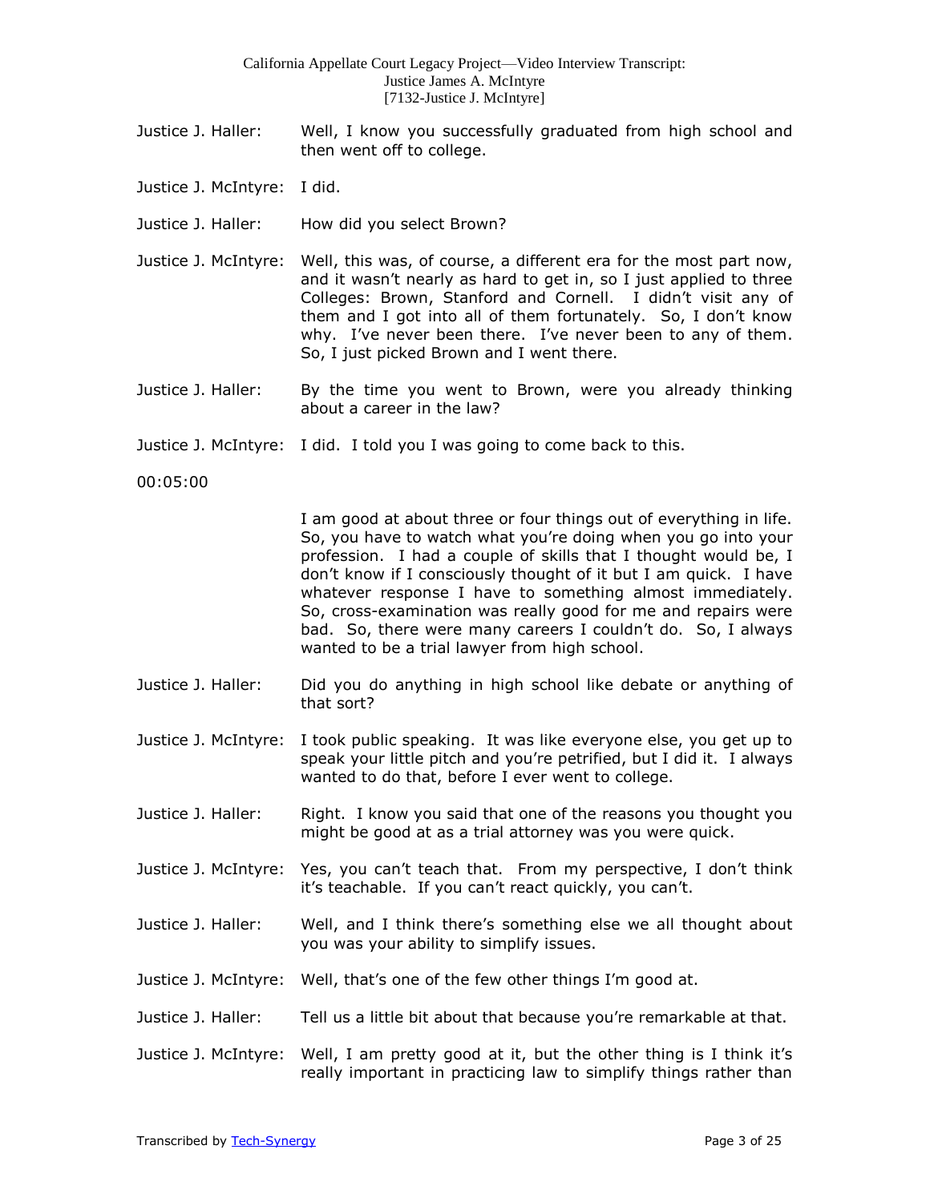Justice J. Haller: Well, I know you successfully graduated from high school and then went off to college.

Justice J. McIntyre: I did.

Justice J. Haller: How did you select Brown?

Justice J. McIntyre: Well, this was, of course, a different era for the most part now, and it wasn't nearly as hard to get in, so I just applied to three Colleges: Brown, Stanford and Cornell. I didn't visit any of them and I got into all of them fortunately. So, I don't know why. I've never been there. I've never been to any of them. So, I just picked Brown and I went there.

Justice J. Haller: By the time you went to Brown, were you already thinking about a career in the law?

Justice J. McIntyre: I did. I told you I was going to come back to this.

00:05:00

I am good at about three or four things out of everything in life. So, you have to watch what you're doing when you go into your profession. I had a couple of skills that I thought would be, I don't know if I consciously thought of it but I am quick. I have whatever response I have to something almost immediately. So, cross-examination was really good for me and repairs were bad. So, there were many careers I couldn't do. So, I always wanted to be a trial lawyer from high school.

Justice J. Haller: Did you do anything in high school like debate or anything of that sort?

Justice J. McIntyre: I took public speaking. It was like everyone else, you get up to speak your little pitch and you're petrified, but I did it. I always wanted to do that, before I ever went to college.

Justice J. Haller: Right. I know you said that one of the reasons you thought you might be good at as a trial attorney was you were quick.

Justice J. McIntyre: Yes, you can't teach that. From my perspective, I don't think it's teachable. If you can't react quickly, you can't.

Justice J. Haller: Well, and I think there's something else we all thought about you was your ability to simplify issues.

Justice J. McIntyre: Well, that's one of the few other things I'm good at.

Justice J. Haller: Tell us a little bit about that because you're remarkable at that.

Justice J. McIntyre: Well, I am pretty good at it, but the other thing is I think it's really important in practicing law to simplify things rather than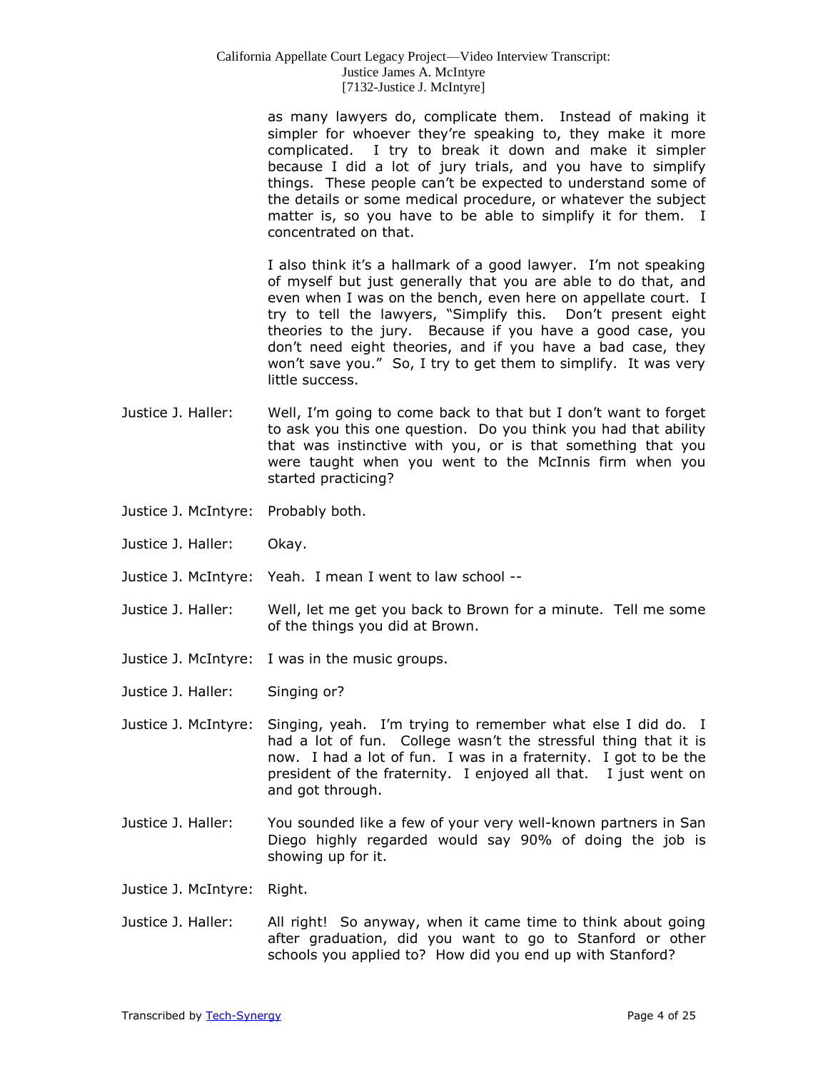as many lawyers do, complicate them. Instead of making it simpler for whoever they're speaking to, they make it more complicated. I try to break it down and make it simpler because I did a lot of jury trials, and you have to simplify things. These people can't be expected to understand some of the details or some medical procedure, or whatever the subject matter is, so you have to be able to simplify it for them. I concentrated on that.

I also think it's a hallmark of a good lawyer. I'm not speaking of myself but just generally that you are able to do that, and even when I was on the bench, even here on appellate court. I try to tell the lawyers, "Simplify this. Don't present eight theories to the jury. Because if you have a good case, you don't need eight theories, and if you have a bad case, they won't save you." So, I try to get them to simplify. It was very little success.

**Justice J. Haller:** Well, I'm going to come back to that but I don't want to forget to ask you this one question. Do you think you had that ability that was instinctive with you, or is that something that you were taught when you went to the McInnis firm when you started practicing?

**Justice J. McIntyre:** Probably both.

**Justice J. Haller:** Okay.

**Justice J. McIntyre:** Yeah. I mean I went to law school --

**Justice J. Haller:** Well, let me get you back to Brown for a minute. Tell me some of the things you did at Brown.

**Justice J. McIntyre:** I was in the music groups.

**Justice J. Haller:** Singing or?

**Justice J. McIntyre:** Singing, yeah. I'm trying to remember what else I did do. I had a lot of fun. College wasn't the stressful thing that it is now. I had a lot of fun. I was in a fraternity. I got to be the president of the fraternity. I enjoyed all that. I just went on and got through.

**Justice J. Haller:** You sounded like a few of your very well-known partners in San Diego highly regarded would say 90% of doing the job is showing up for it.

**Justice J. McIntyre:** Right.

**Justice J. Haller:** All right! So anyway, when it came time to think about going after graduation, did you want to go to Stanford or other schools you applied to? How did you end up with Stanford?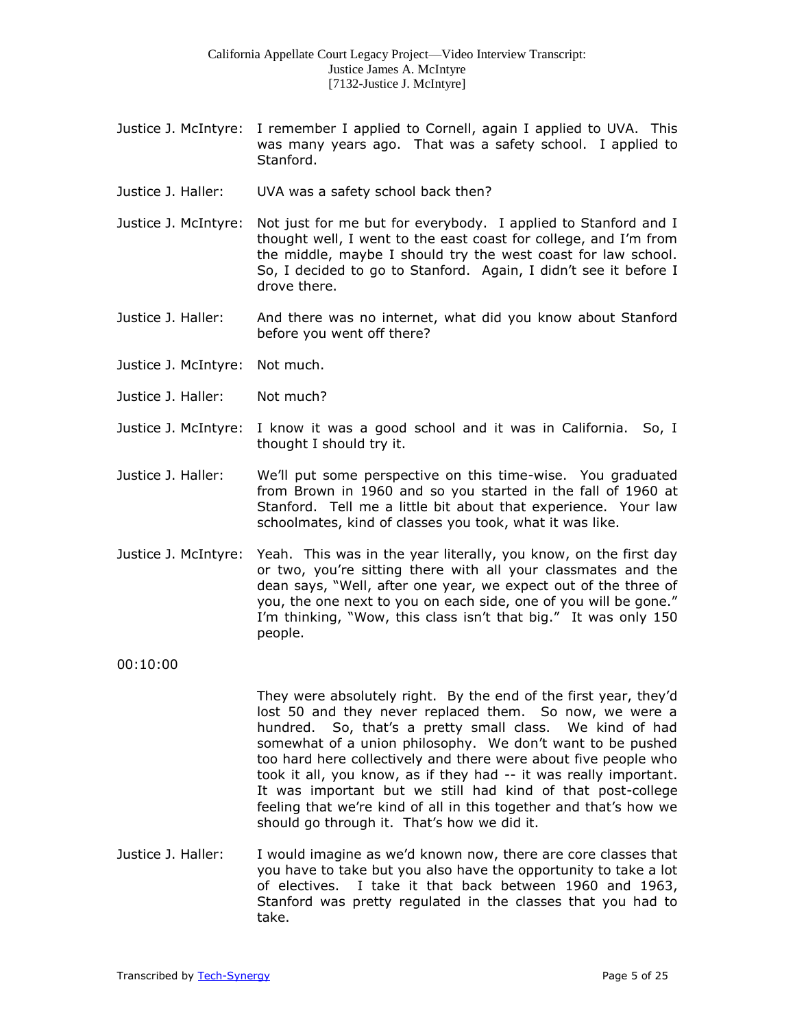Justice J. McIntyre: I remember I applied to Cornell, again I applied to UVA. This was many years ago. That was a safety school. I applied to Stanford.

Justice J. Haller: UVA was a safety school back then?

Justice J. McIntyre: Not just for me but for everybody. I applied to Stanford and I thought well, I went to the east coast for college, and I'm from the middle, maybe I should try the west coast for law school. So, I decided to go to Stanford. Again, I didn't see it before I drove there.

Justice J. Haller: And there was no internet, what did you know about Stanford before you went off there?

Justice J. McIntyre: Not much.

Justice J. Haller: Not much?

Justice J. McIntyre: I know it was a good school and it was in California. So, I thought I should try it.

Justice J. Haller: We'll put some perspective on this time-wise. You graduated from Brown in 1960 and so you started in the fall of 1960 at Stanford. Tell me a little bit about that experience. Your law schoolmates, kind of classes you took, what it was like.

Justice J. McIntyre: Yeah. This was in the year literally, you know, on the first day or two, you're sitting there with all your classmates and the dean says, "Well, after one year, we expect out of the three of you, the one next to you on each side, one of you will be gone." I'm thinking, "Wow, this class isn't that big." It was only 150 people.

00:10:00

They were absolutely right. By the end of the first year, they'd lost 50 and they never replaced them. So now, we were a hundred. So, that's a pretty small class. We kind of had somewhat of a union philosophy. We don't want to be pushed too hard here collectively and there were about five people who took it all, you know, as if they had -- it was really important. It was important but we still had kind of of that post-college feeling that we're kind of all in this together and that's how we should go through it. That's how we did it.

Justice J. Haller: I would imagine as we'd known now, there are core classes that you have to take but you also have the opportunity to take a lot of electives. I take it that back between 1960 and 1963, Stanford was pretty regulated in the classes that you had to take.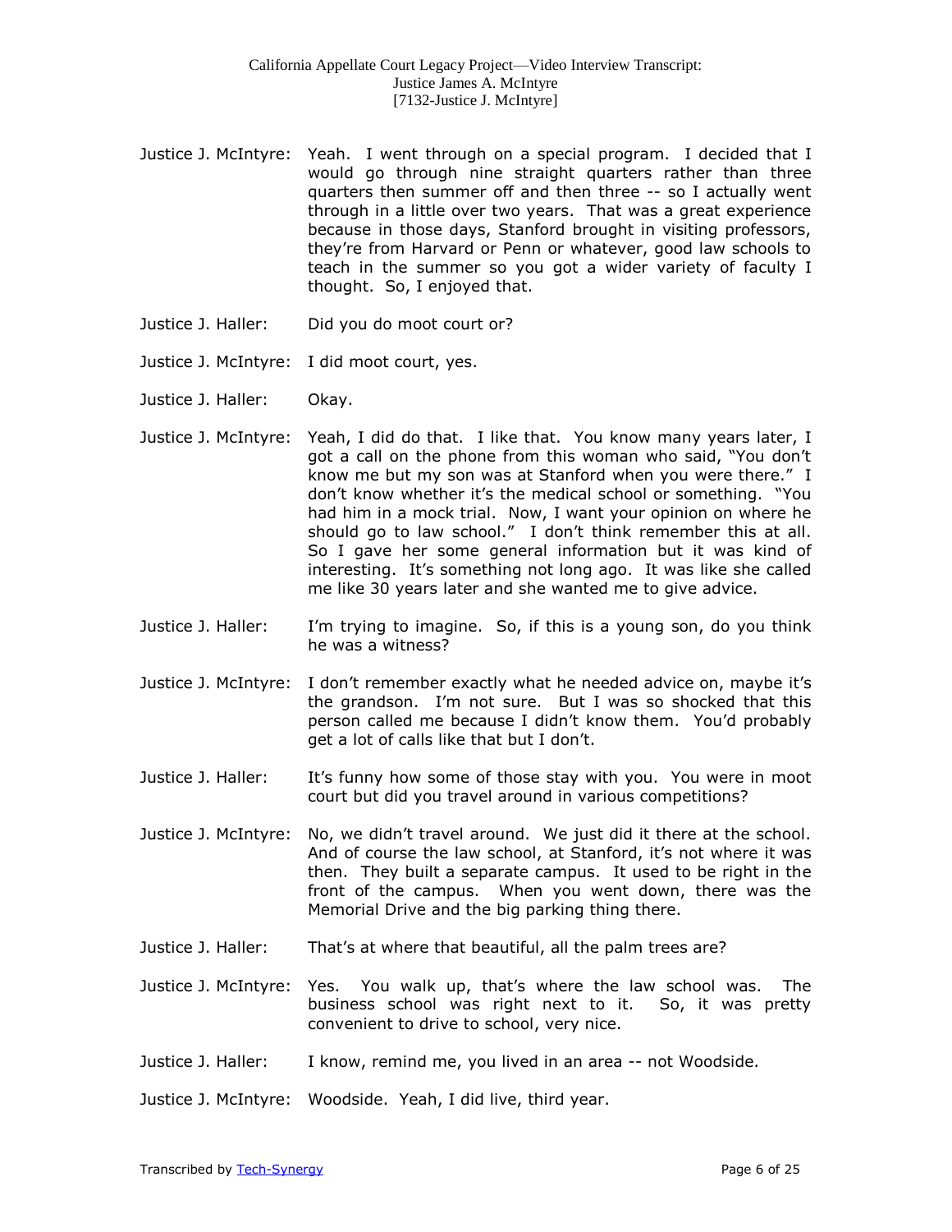Justice J. McIntyre: Yeah. I went through on a special program. I decided that I would go through nine straight quarters rather than three quarters then summer off and then three -- so I actually went through in a little over two years. That was a great experience because in those days, Stanford brought in visiting professors, they're from Harvard or Penn or whatever, good law schools to teach in the summer so you got a wider variety of faculty I thought. So, I enjoyed that.

Justice J. Haller: Did you do moot court or?

Justice J. McIntyre: I did moot court, yes.

Justice J. Haller: Okay.

Justice J. McIntyre: Yeah, I did do that. I like that. You know many years later, I got a call on the phone from this woman who said, "You don't know me but my son was at Stanford when you were there." I don't know whether it's the medical school or something. "You had him in a mock trial. Now, I want your opinion on where he should go to law school." I don't think remember this at all. So I gave her some general information but it was kind of interesting. It's something not long ago. It was like she called me like 30 years later and she wanted me to give advice.

Justice J. Haller: I'm trying to imagine. So, if this is a young son, do you think he was a witness?

Justice J. McIntyre: I don't remember exactly what he needed advice on, maybe it's the grandson. I'm not sure. But I was so shocked that this person called me because I didn't know them. You'd probably get a lot of calls like that but I don't.

Justice J. Haller: It's funny how some of those stay with you. You were in moot court but did you travel around in various competitions?

Justice J. McIntyre: No, we didn't travel around. We just did it there at the school. And of course the law school, at Stanford, it's not where it was then. They built a separate campus. It used to be right in the front of the campus. When you went down, there was the Memorial Drive and the big parking thing there.

Justice J. Haller: That's at where that beautiful, all the palm trees are?

Justice J. McIntyre: Yes. You walk up, that's where the law school was. The business school was right next to it. So, it was pretty convenient to drive to school, very nice.

Justice J. Haller: I know, remind me, you lived in an area -- not Woodside.

Justice J. McIntyre: Woodside. Yeah, I did live, third year.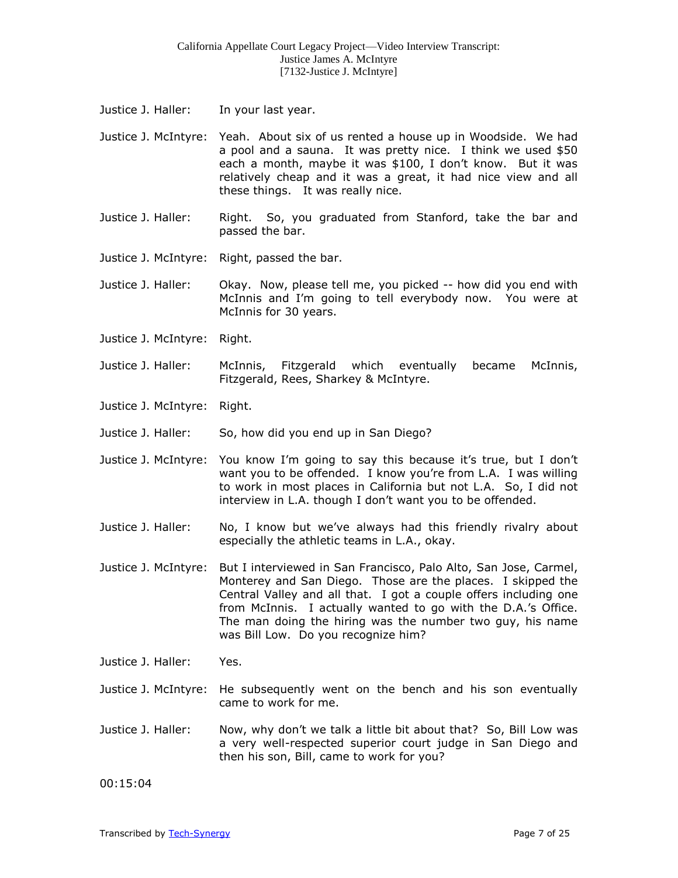Justice J. Haller: In your last year.

Justice J. McIntyre: Yeah. About six of us rented a house up in Woodside. We had a pool and a sauna. It was pretty nice. I think we used $50 each a month, maybe it was $100, I don't know. But it was relatively cheap and it was a great, it had nice view and all these things. It was really nice.

Justice J. Haller: Right. So, you graduated from Stanford, take the bar and passed the bar.

Justice J. McIntyre: Right, passed the bar.

Justice J. Haller: Okay. Now, please tell me, you picked -- how did you end with McInnis and I'm going to tell everybody now. You were at McInnis for 30 years.

Justice J. McIntyre: Right.

Justice J. Haller: McInnis, Fitzgerald which eventually became McInnis, Fitzgerald, Rees, Sharkey & McIntyre.

Justice J. McIntyre: Right.

Justice J. Haller: So, how did you end up in San Diego?

Justice J. McIntyre: You know I'm going to say this because it's true, but I don't want you to be offended. I know you're from L.A. I was willing to work in most places in California but not L.A. So, I did not interview in L.A. though I don't want you to be offended.

Justice J. Haller: No, I know but we've always had this friendly rivalry about especially the athletic teams in L.A., okay.

Justice J. McIntyre: But I interviewed in San Francisco, Palo Alto, San Jose, Carmel, Monterey and San Diego. Those are the places. I skipped the Central Valley and all that. I got a couple offers including one from McInnis. I actually wanted to go with the D.A.'s Office. The man doing the hiring was the number two guy, his name was Bill Low. Do you recognize him?

Justice J. Haller: Yes.

Justice J. McIntyre: He subsequently went on the bench and his son eventually came to work for me.

Justice J. Haller: Now, why don't we talk a little bit about that? So, Bill Low was a very well-respected superior court judge in San Diego and then his son, Bill, came to work for you?

00:15:04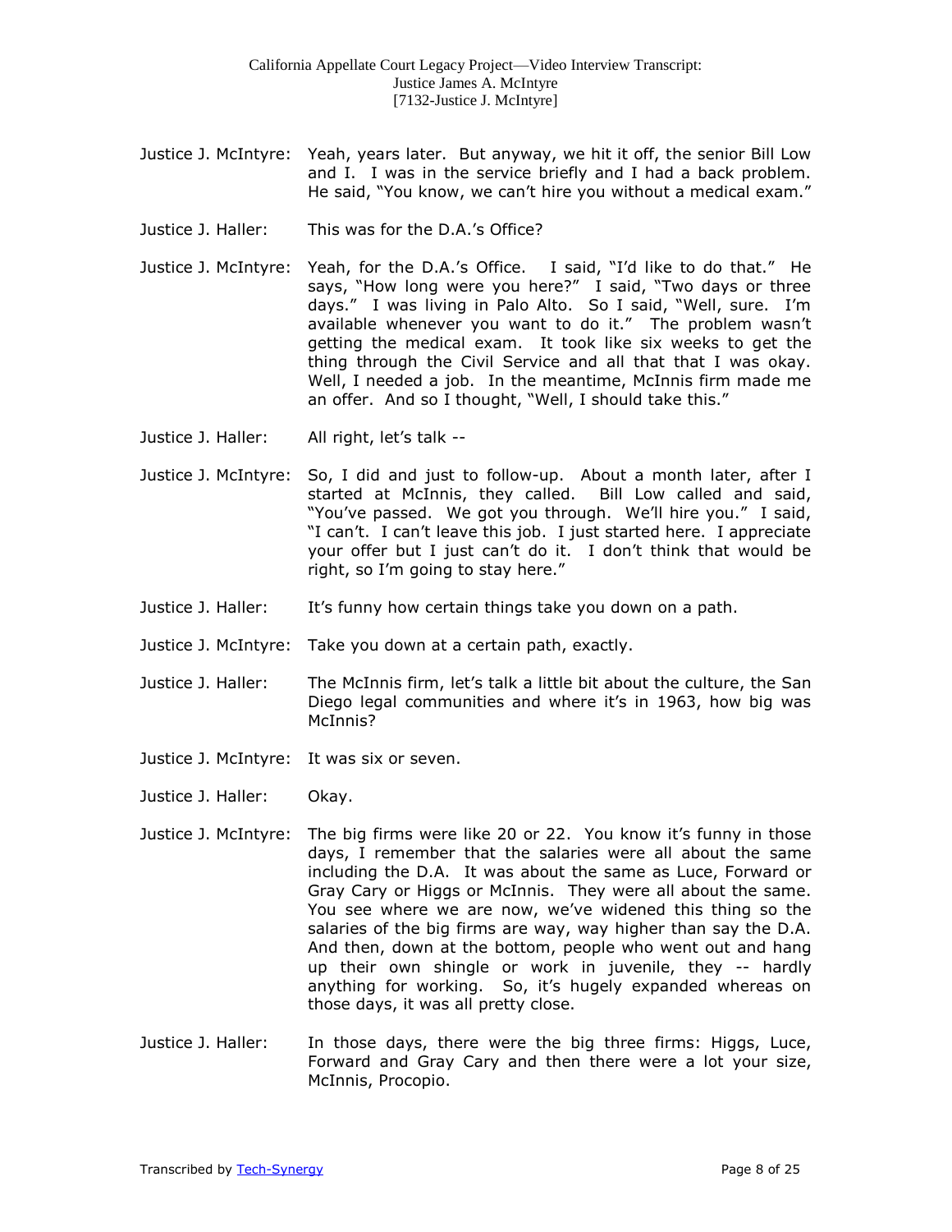Justice J. McIntyre: Yeah, years later. But anyway, we hit it off, the senior Bill Low and I. I was in the service briefly and I had a back problem. He said, "You know, we can't hire you without a medical exam."

Justice J. Haller: This was for the D.A.'s Office?

Justice J. McIntyre: Yeah, for the D.A.'s Office. I said, "I'd like to do that." He says, "How long were you here?" I said, "Two days or three days." I was living in Palo Alto. So I said, "Well, sure. I'm available whenever you want to do it." The problem wasn't getting the medical exam. It took like six weeks to get the thing through the Civil Service and all that that I was okay. Well, I needed a job. In the meantime, McInnis firm made me an offer. And so I thought, "Well, I should take this."

Justice J. Haller: All right, let's talk --

Justice J. McIntyre: So, I did and just to follow-up. About a month later, after I started at McInnis, they called. Bill Low called and said, "You've passed. We got you through. We'll hire you." I said, "I can't. I can't leave this job. I just started here. I appreciate your offer but I just can't do it. I don't think that would be right, so I'm going to stay here."

Justice J. Haller: It's funny how certain things take you down on a path.

Justice J. McIntyre: Take you down at a certain path, exactly.

Justice J. Haller: The McInnis firm, let's talk a little bit about the culture, the San Diego legal communities and where it's in 1963, how big was McInnis?

Justice J. McIntyre: It was six or seven.

Justice J. Haller: Okay.

Justice J. McIntyre: The big firms were like 20 or 22. You know it's funny in those days, I remember that the salaries were all about the same including the D.A. It was about the same as Luce, Forward or Gray Cary or Higgs or McInnis. They were all about the same. You see where we are now, we've widened this thing so the salaries of the big firms are way, way higher than say the D.A. And then, down at the bottom, people who went out and hang up their own shingle or work in juvenile, they -- hardly anything for working. So, it's hugely expanded whereas on those days, it was all pretty close.

Justice J. Haller: In those days, there were the big three firms: Higgs, Luce, Forward and Gray Cary and then there were a lot your size, McInnis, Procopio.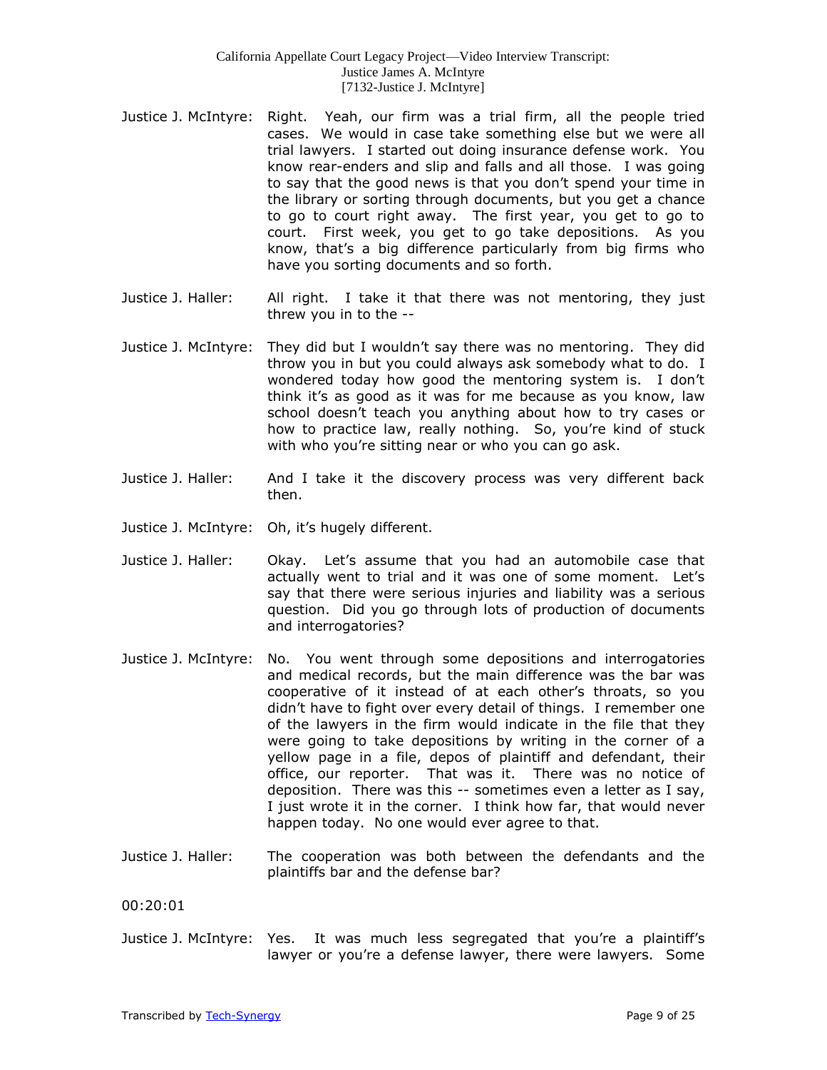Justice J. McIntyre: Right. Yeah, our firm was a trial firm, all the people tried cases. We would in case take something else but we were all trial lawyers. I started out doing insurance defense work. You know rear-enders and slip and falls and all those. I was going to say that the good news is that you don't spend your time in the library or sorting through documents, but you get a chance to go to court right away. The first year, you get to go to court. First week, you get to go take depositions. As you know, that's a big difference particularly from big firms who have you sorting documents and so forth.

Justice J. Haller: All right. I take it that there was not mentoring, they just threw you in to the --

Justice J. McIntyre: They did but I wouldn't say there was no mentoring. They did throw you in but you could always ask somebody what to do. I wondered today how good the mentoring system is. I don't think it's as good as it was for me because as you know, law school doesn't teach you anything about how to try cases or how to practice law, really nothing. So, you're kind of stuck with who you're sitting near or who you can go ask.

Justice J. Haller: And I take it the discovery process was very different back then.

Justice J. McIntyre: Oh, it's hugely different.

Justice J. Haller: Okay. Let's assume that you had an automobile case that actually went to trial and it was one of some moment. Let's say that there were serious injuries and liability was a serious question. Did you go through lots of production of documents and interrogatories?

Justice J. McIntyre: No. You went through some depositions and interrogatories and medical records, but the main difference was the bar was cooperative of it instead of at each other's throats, so you didn't have to fight over every detail of things. I remember one of the lawyers in the firm would indicate in the file that they were going to take depositions by writing in the corner of a yellow page in a file, depos of plaintiff and defendant, their office, our reporter. That was it. There was no notice of deposition. There was this -- sometimes even a letter as I say, I just wrote it in the corner. I think how far, that would never happen today. No one would ever agree to that.

Justice J. Haller: The cooperation was both between the defendants and the plaintiffs bar and the defense bar?

00:20:01

Justice J. McIntyre: Yes. It was much less segregated that you're a plaintiff's lawyer or you're a defense lawyer, there were lawyers. Some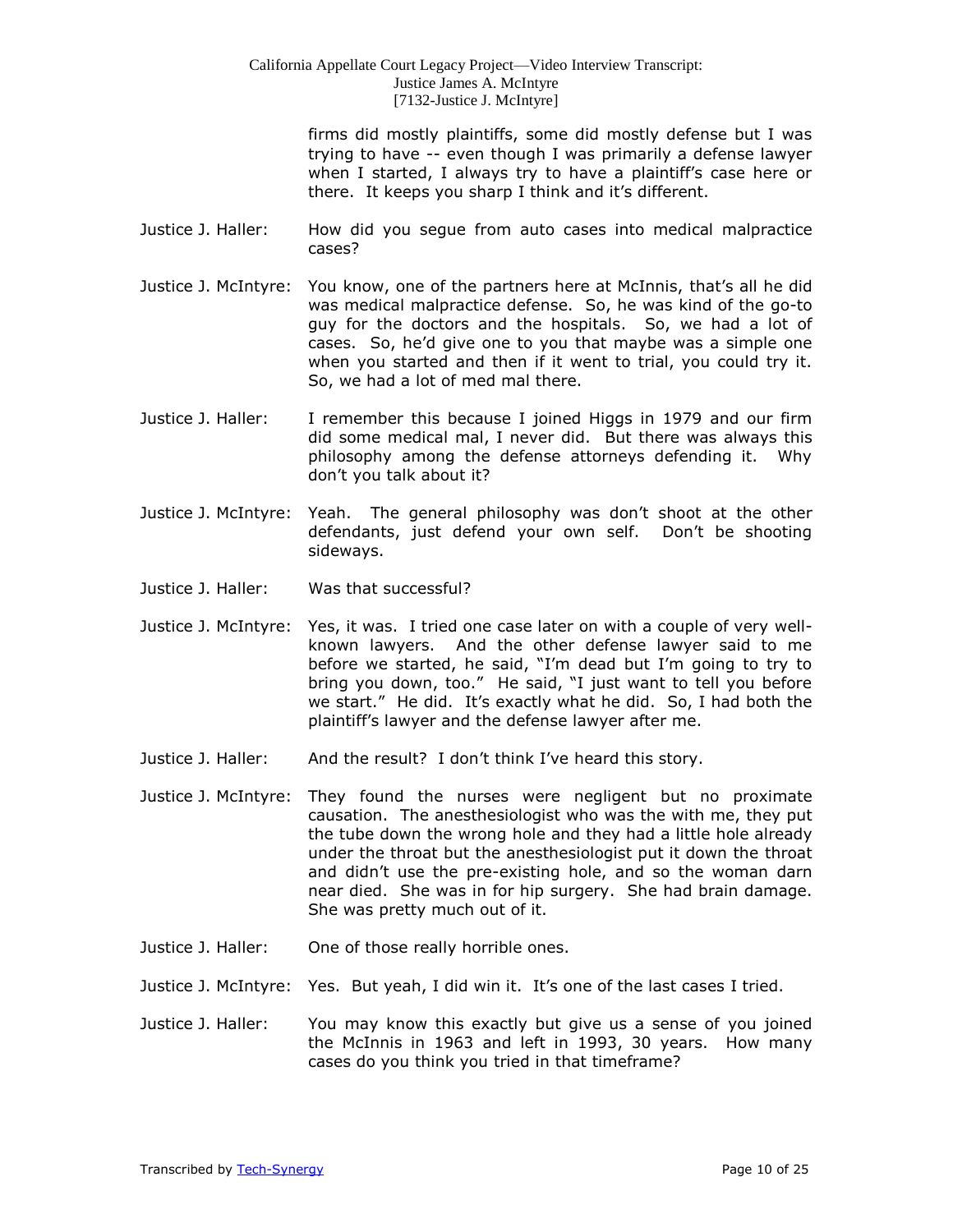firms did mostly plaintiffs, some did mostly defense but I was trying to have -- even though I was primarily a defense lawyer when I started, I always try to have a plaintiff's case here or there. It keeps you sharp I think and it's different.

Justice J. Haller: How did you segue from auto cases into medical malpractice cases?

Justice J. McIntyre: You know, one of the partners here at McInnis, that's all he did was medical malpractice defense. So, he was kind of the go-to guy for the doctors and the hospitals. So, we had a lot of cases. So, he'd give one to you that maybe was a simple one when you started and then if it went to trial, you could try it. So, we had a lot of med mal there.

Justice J. Haller: I remember this because I joined Higgs in 1979 and our firm did some medical mal, I never did. But there was always this philosophy among the defense attorneys defending it. Why don't you talk about it?

Justice J. McIntyre: Yeah. The general philosophy was don't shoot at the other defendants, just defend your own self. Don't be shooting sideways.

Justice J. Haller: Was that successful?

Justice J. McIntyre: Yes, it was. I tried one case later on with a couple of very well-known lawyers. And the other defense lawyer said to me before we started, he said, "I'm dead but I'm going to try to bring you down, too." He said, "I just want to tell you before we start." He did. It's exactly what he did. So, I had both the plaintiff's lawyer and the defense lawyer after me.

Justice J. Haller: And the result? I don't think I've heard this story.

Justice J. McIntyre: They found the nurses were negligent but no proximate causation. The anesthesiologist who was the with me, they put the tube down the wrong hole and they had a little hole already under the throat but the anesthesiologist put it down the throat and didn't use the pre-existing hole, and so the woman darn near died. She was in for hip surgery. She had brain damage. She was pretty much out of it.

Justice J. Haller: One of those really horrible ones.

Justice J. McIntyre: Yes. But yeah, I did win it. It's one of the last cases I tried.

Justice J. Haller: You may know this exactly but give us a sense of you joined the McInnis in 1963 and left in 1993, 30 years. How many cases do you think you tried in that timeframe?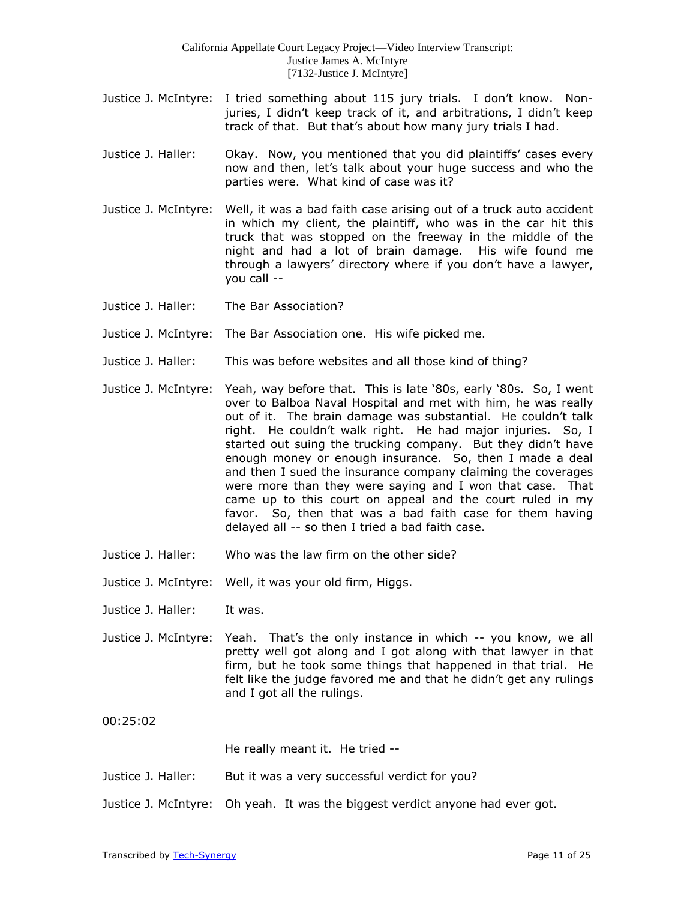Justice J. McIntyre: I tried something about 115 jury trials. I don't know. Non-juries, I didn't keep track of it, and arbitrations, I didn't keep track of that. But that's about how many jury trials I had.

Justice J. Haller: Okay. Now, you mentioned that you did plaintiffs' cases every now and then, let's talk about your huge success and who the parties were. What kind of case was it?

Justice J. McIntyre: Well, it was a bad faith case arising out of a truck auto accident in which my client, the plaintiff, who was in the car hit this truck that was stopped on the freeway in the middle of the night and had a lot of brain damage. His wife found me through a lawyers' directory where if you don't have a lawyer, you call --

Justice J. Haller: The Bar Association?

Justice J. McIntyre: The Bar Association one. His wife picked me.

Justice J. Haller: This was before websites and all those kind of thing?

Justice J. McIntyre: Yeah, way before that. This is late '80s, early '80s. So, I went over to Balboa Naval Hospital and met with him, he was really out of it. The brain damage was substantial. He couldn't talk right. He couldn't walk right. He had major injuries. So, I started out suing the trucking company. But they didn't have enough money or enough insurance. So, then I made a deal and then I sued the insurance company claiming the coverages were more than they were saying and I won that case. That came up to this court on appeal and the court ruled in my favor. So, then that was a bad faith case for them having delayed all -- so then I tried a bad faith case.

Justice J. Haller: Who was the law firm on the other side?

Justice J. McIntyre: Well, it was your old firm, Higgs.

Justice J. Haller: It was.

Justice J. McIntyre: Yeah. That's the only instance in which -- you know, we all pretty well got along and I got along with that lawyer in that firm, but he took some things that happened in that trial. He felt like the judge favored me and that he didn't get any rulings and I got all the rulings.

00:25:02

He really meant it. He tried --

Justice J. Haller: But it was a very successful verdict for you?

Justice J. McIntyre: Oh yeah. It was the biggest verdict anyone had ever got.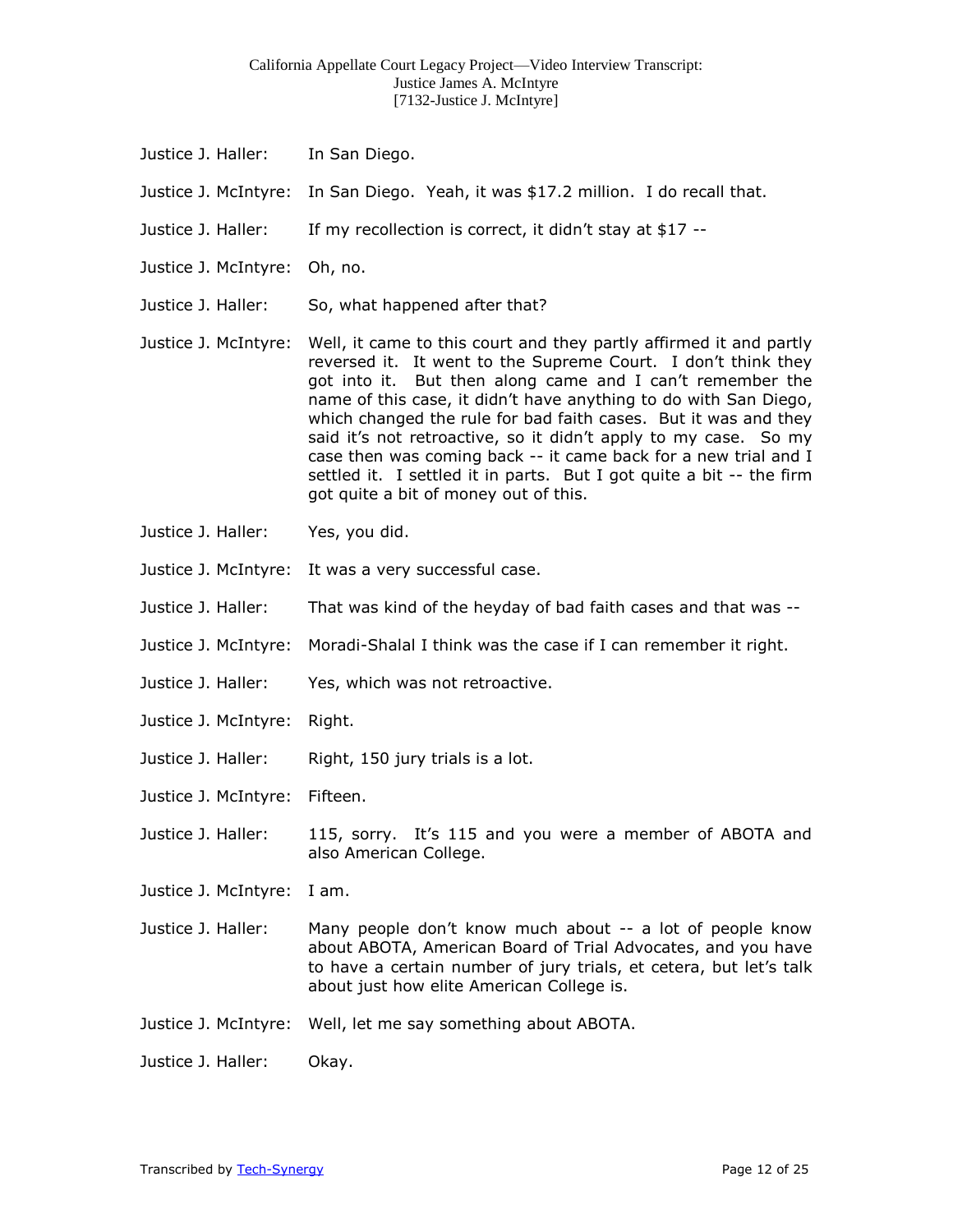Justice J. Haller: In San Diego.

Justice J. McIntyre: In San Diego. Yeah, it was $17.2 million. I do recall that.

Justice J. Haller: If my recollection is correct, it didn't stay at $17 --

Justice J. McIntyre: Oh, no.

Justice J. Haller: So, what happened after that?

Justice J. McIntyre: Well, it came to this court and they partly affirmed it and partly reversed it. It went to the Supreme Court. I don't think they got into it. But then along came and I can't remember the name of this case, it didn't have anything to do with San Diego, which changed the rule for bad faith cases. But it was and they said it's not retroactive, so it didn't apply to my case. So my case then was coming back -- it came back for a new trial and I settled it. I settled it in parts. But I got quite a bit -- the firm got quite a bit of money out of this.

Justice J. Haller: Yes, you did.

Justice J. McIntyre: It was a very successful case.

Justice J. Haller: That was kind of the heyday of bad faith cases and that was --

Justice J. McIntyre: Moradi-Shalal I think was the case if I can remember it right.

Justice J. Haller: Yes, which was not retroactive.

Justice J. McIntyre: Right.

Justice J. Haller: Right, 150 jury trials is a lot.

Justice J. McIntyre: Fifteen.

Justice J. Haller: 115, sorry. It's 115 and you were a member of ABOTA and also American College.

Justice J. McIntyre: I am.

Justice J. Haller: Many people don't know much about -- a lot of people know about ABOTA, American Board of Trial Advocates, and you have to have a certain number of jury trials, et cetera, but let's talk about just how elite American College is.

Justice J. McIntyre: Well, let me say something about ABOTA.

Justice J. Haller: Okay.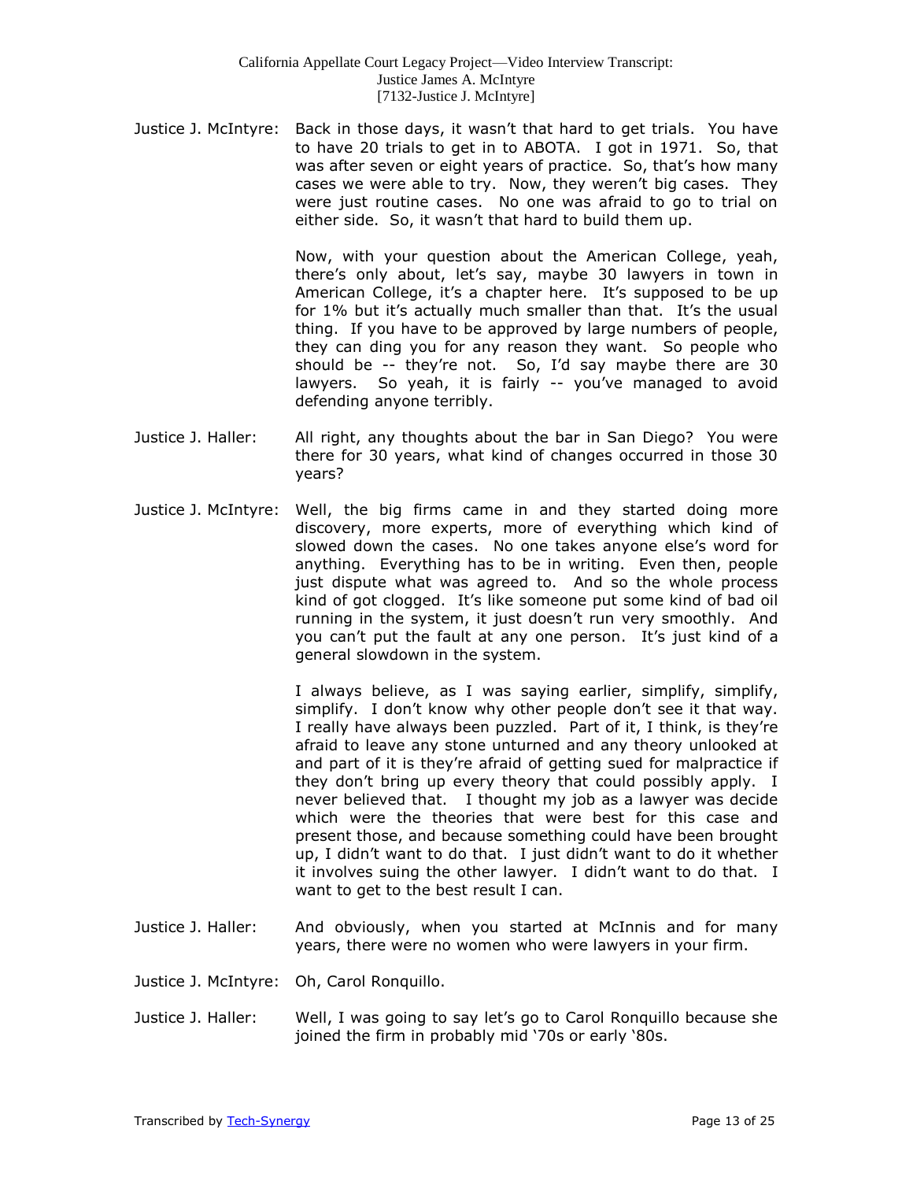Justice J. McIntyre: Back in those days, it wasn't that hard to get trials. You have to have 20 trials to get in to ABOTA. I got in 1971. So, that was after seven or eight years of practice. So, that's how many cases we were able to try. Now, they weren't big cases. They were just routine cases. No one was afraid to go to trial on either side. So, it wasn't that hard to build them up.

Now, with your question about the American College, yeah, there's only about, let's say, maybe 30 lawyers in town in American College, it's a chapter here. It's supposed to be up for 1% but it's actually much smaller than that. It's the usual thing. If you have to be approved by large numbers of people, they can ding you for any reason they want. So people who should be -- they're not. So, I'd say maybe there are 30 lawyers. So yeah, it is fairly -- you've managed to avoid defending anyone terribly.

Justice J. Haller: All right, any thoughts about the bar in San Diego? You were there for 30 years, what kind of changes occurred in those 30 years?

Justice J. McIntyre: Well, the big firms came in and they started doing more discovery, more experts, more of everything which kind of slowed down the cases. No one takes anyone else's word for anything. Everything has to be in writing. Even then, people just dispute what was agreed to. And so the whole process kind of got clogged. It's like someone put some kind of bad oil running in the system, it just doesn't run very smoothly. And you can't put the fault at any one person. It's just kind of a general slowdown in the system.

I always believe, as I was saying earlier, simplify, simplify, simplify. I don't know why other people don't see it that way. I really have always been puzzled. Part of it, I think, is they're afraid to leave any stone unturned and any theory unlooked at and part of it is they're afraid of getting sued for malpractice if they don't bring up every theory that could possibly apply. I never believed that. I thought my job as a lawyer was decide which were the theories that were best for this case and present those, and because something could have been brought up, I didn't want to do that. I just didn't want to do it whether it involves suing the other lawyer. I didn't want to do that. I want to get to the best result I can.

Justice J. Haller: And obviously, when you started at McInnis and for many years, there were no women who were lawyers in your firm.

Justice J. McIntyre: Oh, Carol Ronquillo.

Justice J. Haller: Well, I was going to say let's go to Carol Ronquillo because she joined the firm in probably mid '70s or early '80s.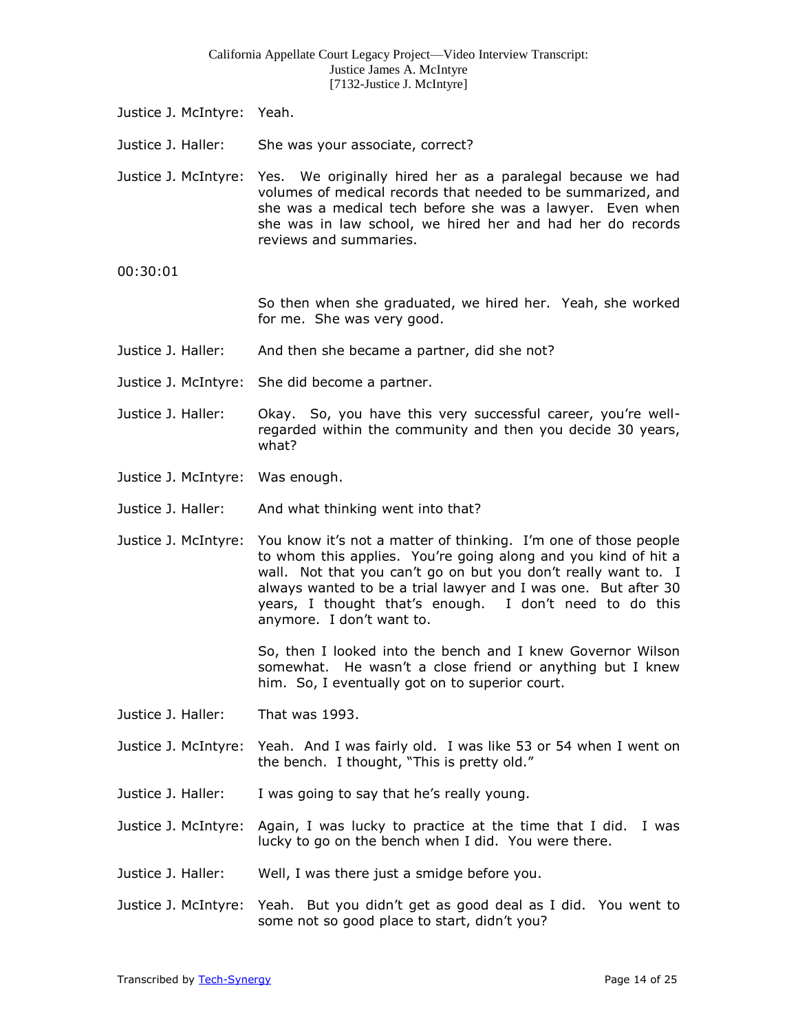Justice J. McIntyre: Yeah.

Justice J. Haller: She was your associate, correct?

Justice J. McIntyre: Yes. We originally hired her as a paralegal because we had volumes of medical records that needed to be summarized, and she was a medical tech before she was a lawyer. Even when she was in law school, we hired her and had her do records reviews and summaries.

00:30:01

So then when she graduated, we hired her. Yeah, she worked for me. She was very good.

Justice J. Haller: And then she became a partner, did she not?

Justice J. McIntyre: She did become a partner.

Justice J. Haller: Okay. So, you have this very successful career, you're well-regarded within the community and then you decide 30 years, what?

Justice J. McIntyre: Was enough.

Justice J. Haller: And what thinking went into that?

Justice J. McIntyre: You know it's not a matter of thinking. I'm one of those people to whom this applies. You're going along and you kind of hit a wall. Not that you can't go on but you don't really want to. I always wanted to be a trial lawyer and I was one. But after 30 years, I thought that's enough. I don't need to do this anymore. I don't want to.

So, then I looked into the bench and I knew Governor Wilson somewhat. He wasn't a close friend or anything but I knew him. So, I eventually got on to superior court.

Justice J. Haller: That was 1993.

Justice J. McIntyre: Yeah. And I was fairly old. I was like 53 or 54 when I went on the bench. I thought, "This is pretty old."

Justice J. Haller: I was going to say that he's really young.

Justice J. McIntyre: Again, I was lucky to practice at the time that I did. I was lucky to go on the bench when I did. You were there.

Justice J. Haller: Well, I was there just a smidge before you.

Justice J. McIntyre: Yeah. But you didn't get as good deal as I did. You went to some not so good place to start, didn't you?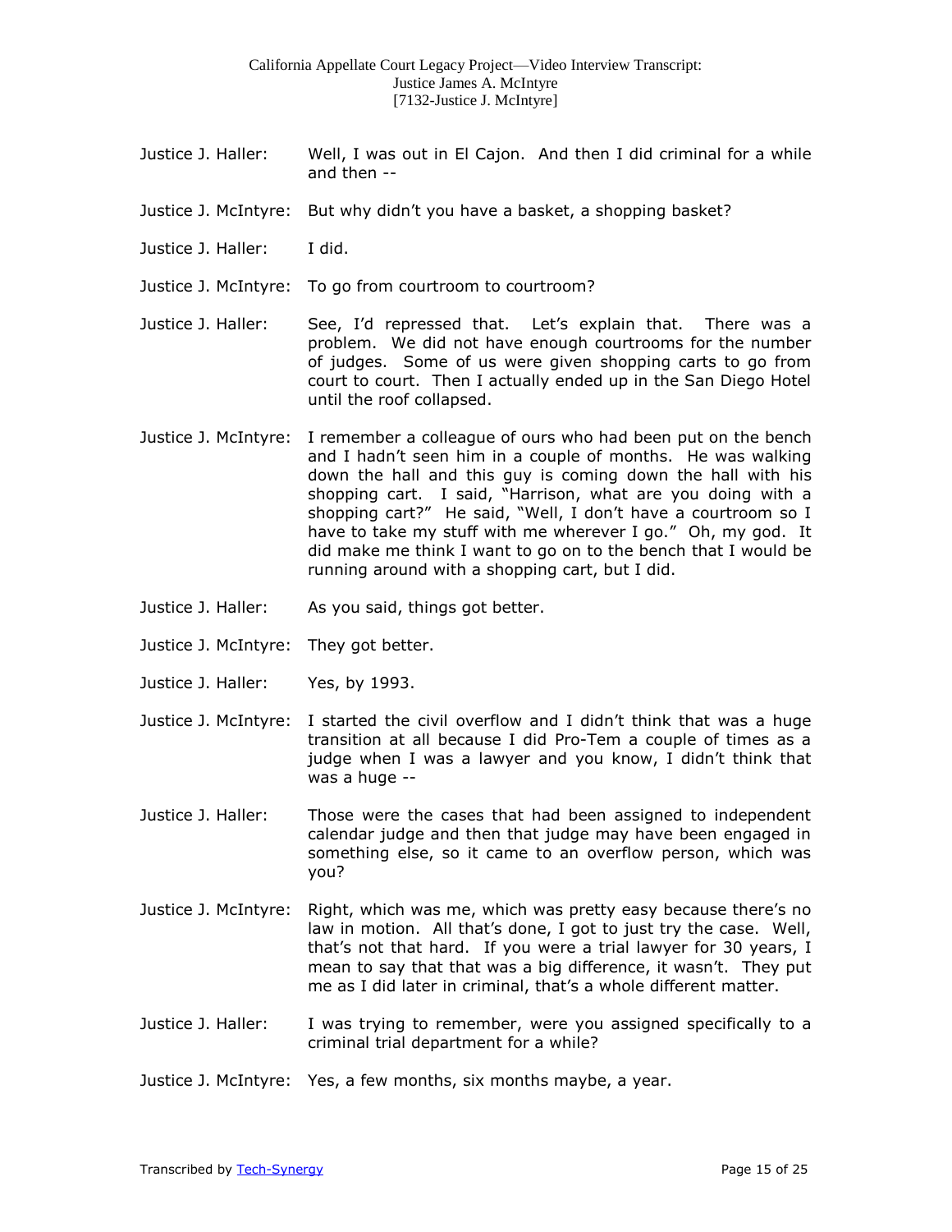Justice J. Haller: Well, I was out in El Cajon. And then I did criminal for a while and then --

Justice J. McIntyre: But why didn't you have a basket, a shopping basket?

Justice J. Haller: I did.

Justice J. McIntyre: To go from courtroom to courtroom?

Justice J. Haller: See, I'd repressed that. Let's explain that. There was a problem. We did not have enough courtrooms for the number of judges. Some of us were given shopping carts to go from court to court. Then I actually ended up in the San Diego Hotel until the roof collapsed.

Justice J. McIntyre: I remember a colleague of ours who had been put on the bench and I hadn't seen him in a couple of months. He was walking down the hall and this guy is coming down the hall with his shopping cart. I said, "Harrison, what are you doing with a shopping cart?" He said, "Well, I don't have a courtroom so I have to take my stuff with me wherever I go." Oh, my god. It did make me think I want to go on to the bench that I would be running around with a shopping cart, but I did.

Justice J. Haller: As you said, things got better.

Justice J. McIntyre: They got better.

Justice J. Haller: Yes, by 1993.

Justice J. McIntyre: I started the civil overflow and I didn't think that was a huge transition at all because I did Pro-Tem a couple of times as a judge when I was a lawyer and you know, I didn't think that was a huge --

Justice J. Haller: Those were the cases that had been assigned to independent calendar judge and then that judge may have been engaged in something else, so it came to an overflow person, which was you?

Justice J. McIntyre: Right, which was me, which was pretty easy because there's no law in motion. All that's done, I got to just try the case. Well, that's not that hard. If you were a trial lawyer for 30 years, I mean to say that that was a big difference, it wasn't. They put me as I did later in criminal, that's a whole different matter.

Justice J. Haller: I was trying to remember, were you assigned specifically to a criminal trial department for a while?

Justice J. McIntyre: Yes, a few months, six months maybe, a year.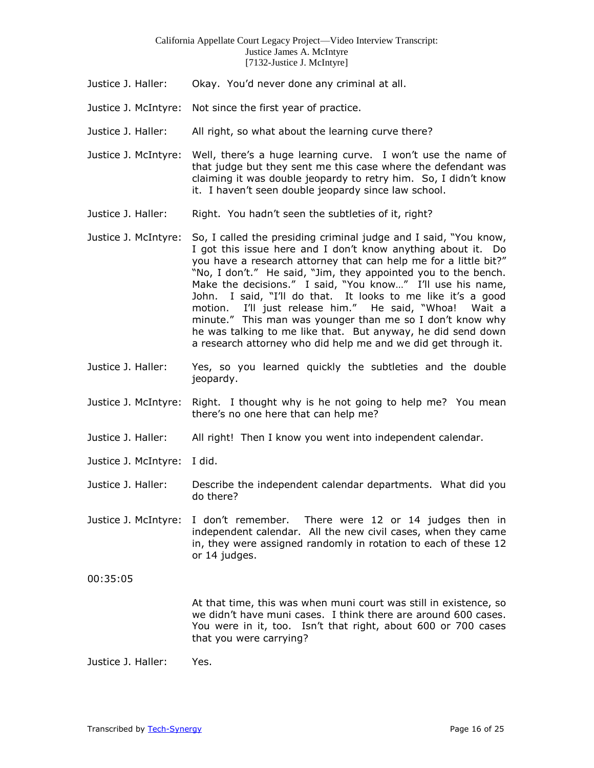Justice J. Haller: Okay. You'd never done any criminal at all.

Justice J. McIntyre: Not since the first year of practice.

Justice J. Haller: All right, so what about the learning curve there?

Justice J. McIntyre: Well, there's a huge learning curve. I won't use the name of that judge but they sent me this case where the defendant was claiming it was double jeopardy to retry him. So, I didn't know it. I haven't seen double jeopardy since law school.

Justice J. Haller: Right. You hadn't seen the subtleties of it, right?

Justice J. McIntyre: So, I called the presiding criminal judge and I said, "You know, I got this issue here and I don't know anything about it. Do you have a research attorney that can help me for a little bit?" "No, I don't." He said, "Jim, they appointed you to the bench. Make the decisions." I said, "You know…" I'll use his name, John. I said, "I'll do that. It looks to me like it's a good motion. I'll just release him." He said, "Whoa! Wait a minute." This man was younger than me so I don't know why he was talking to me like that. But anyway, he did send down a research attorney who did help me and we did get through it.

Justice J. Haller: Yes, so you learned quickly the subtleties and the double jeopardy.

Justice J. McIntyre: Right. I thought why is he not going to help me? You mean there's no one here that can help me?

Justice J. Haller: All right! Then I know you went into independent calendar.

Justice J. McIntyre: I did.

Justice J. Haller: Describe the independent calendar departments. What did you do there?

Justice J. McIntyre: I don't remember. There were 12 or 14 judges then in independent calendar. All the new civil cases, when they came in, they were assigned randomly in rotation to each of these 12 or 14 judges.

00:35:05

At that time, this was when muni court was still in existence, so we didn't have muni cases. I think there are around 600 cases. You were in it, too. Isn't that right, about 600 or 700 cases that you were carrying?

Justice J. Haller: Yes.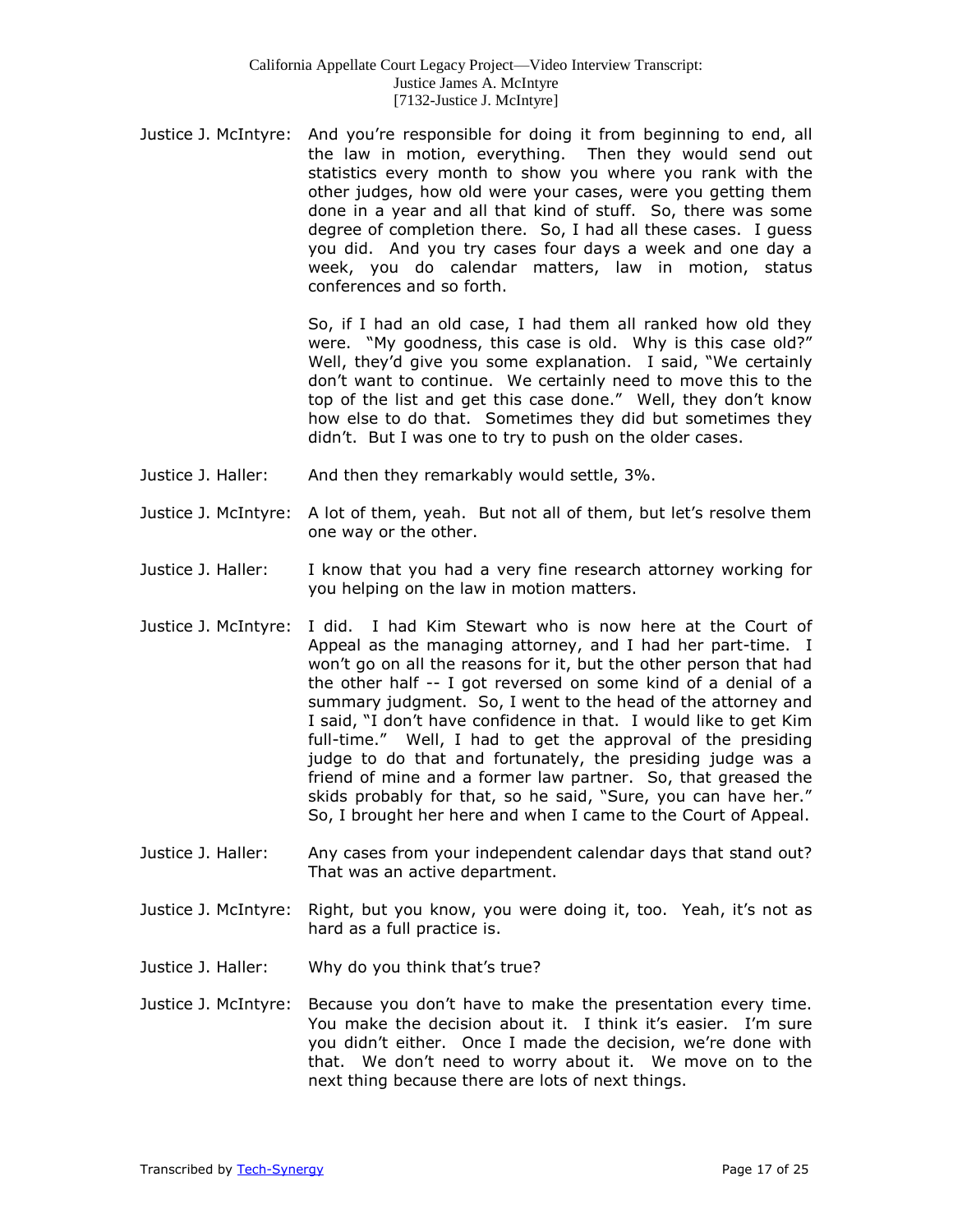Justice J. McIntyre: And you're responsible for doing it from beginning to end, all the law in motion, everything. Then they would send out statistics every month to show you where you rank with the other judges, how old were your cases, were you getting them done in a year and all that kind of stuff. So, there was some degree of completion there. So, I had all these cases. I guess you did. And you try cases four days a week and one day a week, you do calendar matters, law in motion, status conferences and so forth.

So, if I had an old case, I had them all ranked how old they were. "My goodness, this case is old. Why is this case old?" Well, they'd give you some explanation. I said, "We certainly don't want to continue. We certainly need to move this to the top of the list and get this case done." Well, they don't know how else to do that. Sometimes they did but sometimes they didn't. But I was one to try to push on the older cases.

Justice J. Haller: And then they remarkably would settle, 3%.

Justice J. McIntyre: A lot of them, yeah. But not all of them, but let's resolve them one way or the other.

Justice J. Haller: I know that you had a very fine research attorney working for you helping on the law in motion matters.

Justice J. McIntyre: I did. I had Kim Stewart who is now here at the Court of Appeal as the managing attorney, and I had her part-time. I won't go on all the reasons for it, but the other person that had the other half -- I got reversed on some kind of a denial of a summary judgment. So, I went to the head of the attorney and I said, "I don't have confidence in that. I would like to get Kim full-time." Well, I had to get the approval of the presiding judge to do that and fortunately, the presiding judge was a friend of mine and a former law partner. So, that greased the skids probably for that, so he said, "Sure, you can have her." So, I brought her here and when I came to the Court of Appeal.

Justice J. Haller: Any cases from your independent calendar days that stand out? That was an active department.

Justice J. McIntyre: Right, but you know, you were doing it, too. Yeah, it's not as hard as a full practice is.

Justice J. Haller: Why do you think that's true?

Justice J. McIntyre: Because you don't have to make the presentation every time. You make the decision about it. I think it's easier. I'm sure you didn't either. Once I made the decision, we're done with that. We don't need to worry about it. We move on to the next thing because there are lots of next things.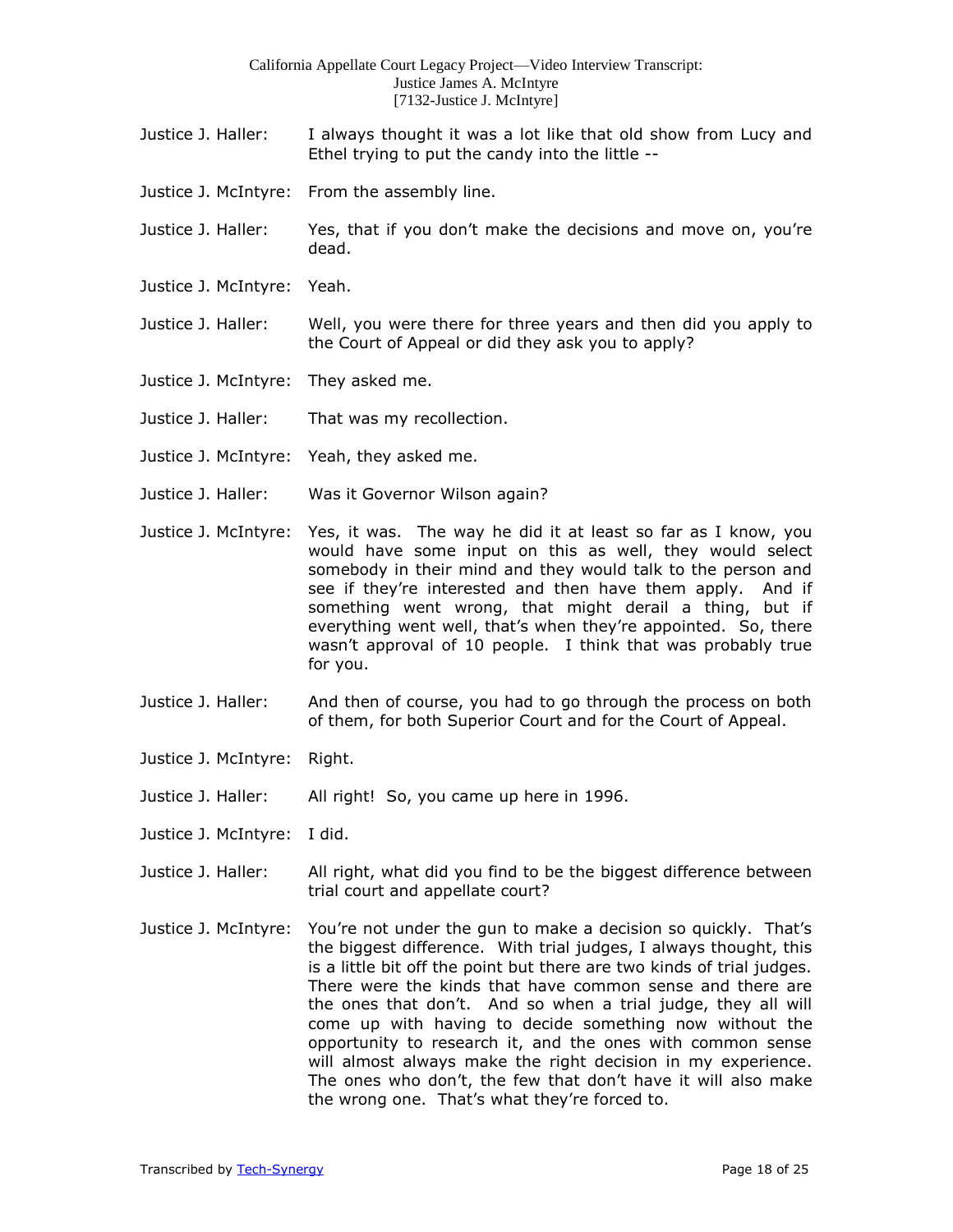Justice J. Haller: I always thought it was a lot like that old show from Lucy and Ethel trying to put the candy into the little --

Justice J. McIntyre: From the assembly line.

Justice J. Haller: Yes, that if you don't make the decisions and move on, you're dead.

Justice J. McIntyre: Yeah.

Justice J. Haller: Well, you were there for three years and then did you apply to the Court of Appeal or did they ask you to apply?

Justice J. McIntyre: They asked me.

Justice J. Haller: That was my recollection.

Justice J. McIntyre: Yeah, they asked me.

Justice J. Haller: Was it Governor Wilson again?

Justice J. McIntyre: Yes, it was. The way he did it at least so far as I know, you would have some input on this as well, they would select somebody in their mind and they would talk to the person and see if they're interested and then have them apply. And if something went wrong, that might derail a thing, but if everything went well, that's when they're appointed. So, there wasn't approval of 10 people. I think that was probably true for you.

Justice J. Haller: And then of course, you had to go through the process on both of them, for both Superior Court and for the Court of Appeal.

Justice J. McIntyre: Right.

Justice J. Haller: All right! So, you came up here in 1996.

Justice J. McIntyre: I did.

Justice J. Haller: All right, what did you find to be the biggest difference between trial court and appellate court?

Justice J. McIntyre: You're not under the gun to make a decision so quickly. That's the biggest difference. With trial judges, I always thought, this is a little bit off the point but there are two kinds of trial judges. There were the kinds that have common sense and there are the ones that don't. And so when a trial judge, they all will come up with having to decide something now without the opportunity to research it, and the ones with common sense will almost always make the right decision in my experience. The ones who don't, the few that don't have it will also make the wrong one. That's what they're forced to.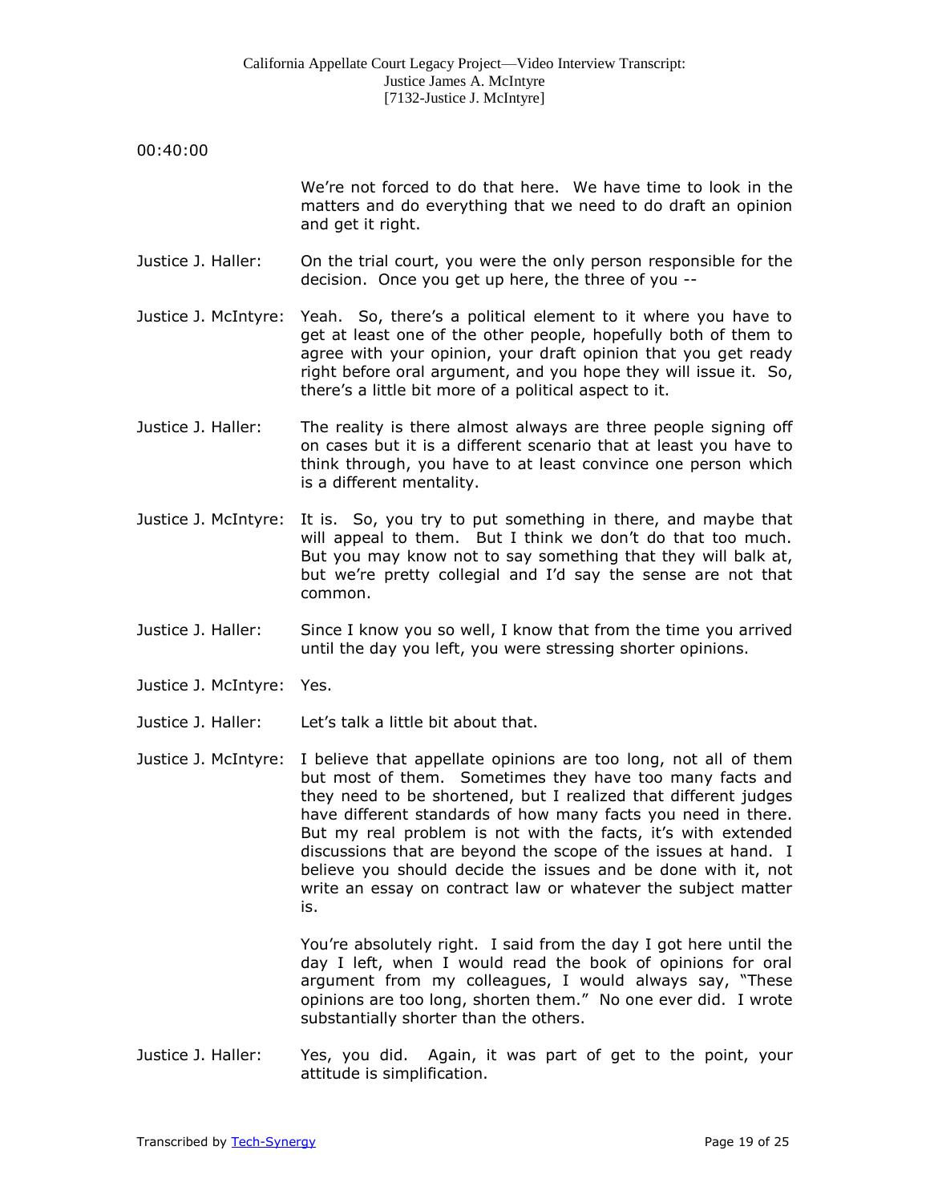00:40:00

We're not forced to do that here. We have time to look in the matters and do everything that we need to do draft an opinion and get it right.

Justice J. Haller: On the trial court, you were the only person responsible for the decision. Once you get up here, the three of you --

Justice J. McIntyre: Yeah. So, there's a political element to it where you have to get at least one of the other people, hopefully both of them to agree with your opinion, your draft opinion that you get ready right before oral argument, and you hope they will issue it. So, there's a little bit more of a political aspect to it.

Justice J. Haller: The reality is there almost always are three people signing off on cases but it is a different scenario that at least you have to think through, you have to at least convince one person which is a different mentality.

Justice J. McIntyre: It is. So, you try to put something in there, and maybe that will appeal to them. But I think we don't do that too much. But you may know not to say something that they will balk at, but we're pretty collegial and I'd say the sense are not that common.

Justice J. Haller: Since I know you so well, I know that from the time you arrived until the day you left, you were stressing shorter opinions.

Justice J. McIntyre: Yes.

Justice J. Haller: Let's talk a little bit about that.

Justice J. McIntyre: I believe that appellate opinions are too long, not all of them but most of them. Sometimes they have too many facts and they need to be shortened, but I realized that different judges have different standards of how many facts you need in there. But my real problem is not with the facts, it's with extended discussions that are beyond the scope of the issues at hand. I believe you should decide the issues and be done with it, not write an essay on contract law or whatever the subject matter is.

You're absolutely right. I said from the day I got here until the day I left, when I would read the book of opinions for oral argument from my colleagues, I would always say, "These opinions are too long, shorten them." No one ever did. I wrote substantially shorter than the others.

Justice J. Haller: Yes, you did. Again, it was part of get to the point, your attitude is simplification.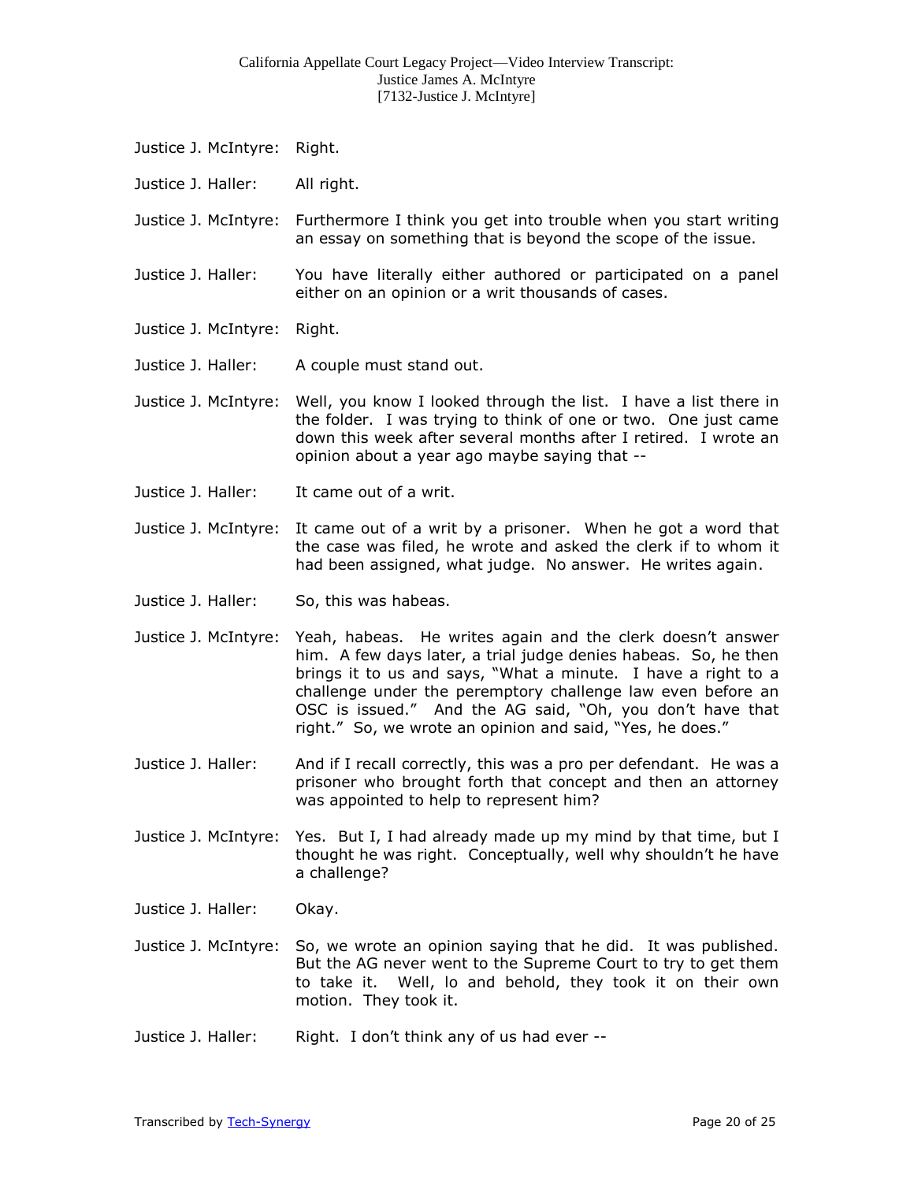Justice J. McIntyre: Right.

Justice J. Haller: All right.

Justice J. McIntyre: Furthermore I think you get into trouble when you start writing an essay on something that is beyond the scope of the issue.

Justice J. Haller: You have literally either authored or participated on a panel either on an opinion or a writ thousands of cases.

Justice J. McIntyre: Right.

Justice J. Haller: A couple must stand out.

Justice J. McIntyre: Well, you know I looked through the list. I have a list there in the folder. I was trying to think of one or two. One just came down this week after several months after I retired. I wrote an opinion about a year ago maybe saying that --

Justice J. Haller: It came out of a writ.

Justice J. McIntyre: It came out of a writ by a prisoner. When he got a word that the case was filed, he wrote and asked the clerk if to whom it had been assigned, what judge. No answer. He writes again.

Justice J. Haller: So, this was habeas.

Justice J. McIntyre: Yeah, habeas. He writes again and the clerk doesn't answer him. A few days later, a trial judge denies habeas. So, he then brings it to us and says, "What a minute. I have a right to a challenge under the peremptory challenge law even before an OSC is issued." And the AG said, "Oh, you don't have that right." So, we wrote an opinion and said, "Yes, he does."

Justice J. Haller: And if I recall correctly, this was a pro per defendant. He was a prisoner who brought forth that concept and then an attorney was appointed to help to represent him?

Justice J. McIntyre: Yes. But I, I had already made up my mind by that time, but I thought he was right. Conceptually, well why shouldn't he have a challenge?

Justice J. Haller: Okay.

Justice J. McIntyre: So, we wrote an opinion saying that he did. It was published. But the AG never went to the Supreme Court to try to get them to take it. Well, lo and behold, they took it on their own motion. They took it.

Justice J. Haller: Right. I don't think any of us had ever --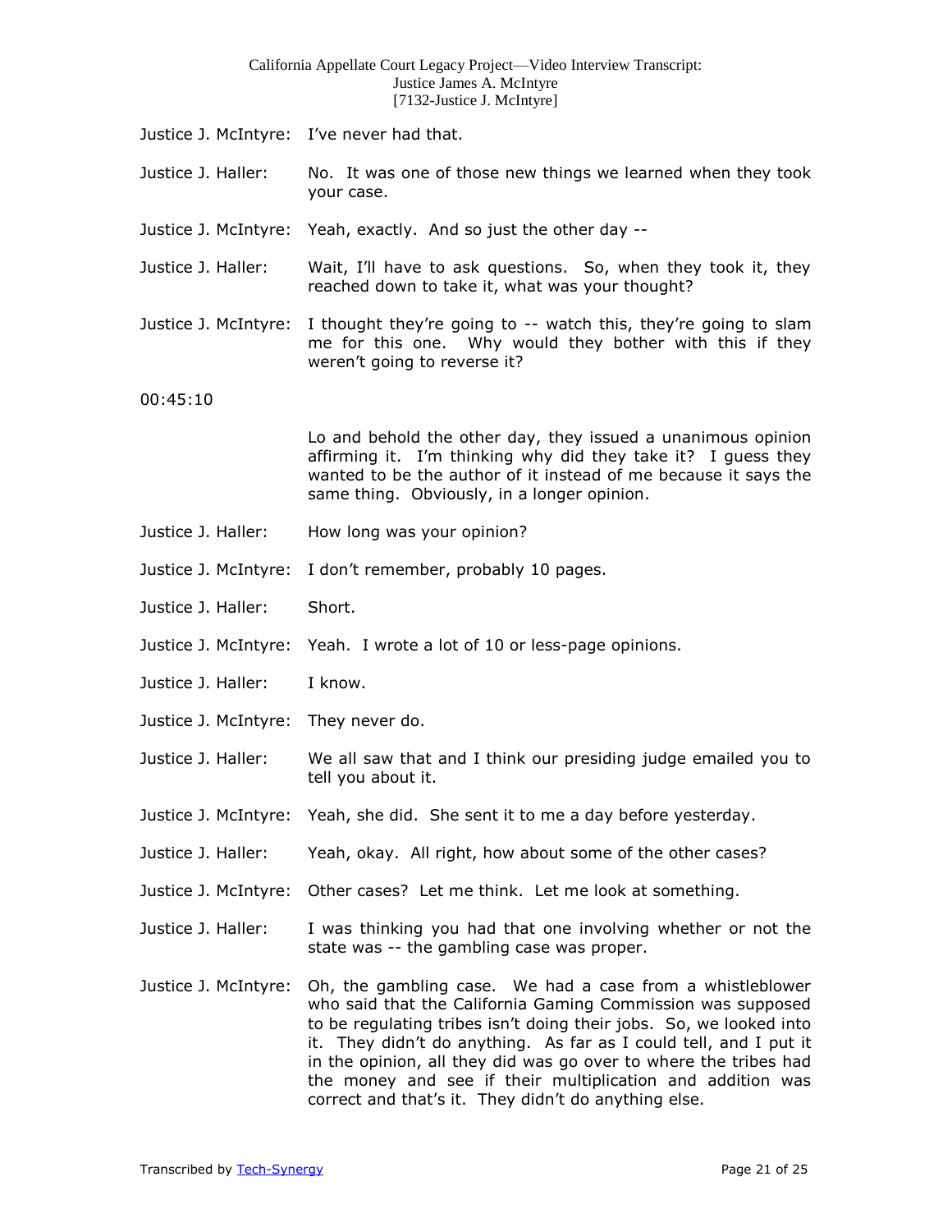Justice J. McIntyre: I've never had that.

Justice J. Haller: No. It was one of those new things we learned when they took your case.

Justice J. McIntyre: Yeah, exactly. And so just the other day --

Justice J. Haller: Wait, I'll have to ask questions. So, when they took it, they reached down to take it, what was your thought?

Justice J. McIntyre: I thought they're going to -- watch this, they're going to slam me for this one. Why would they bother with this if they weren't going to reverse it?

00:45:10

Lo and behold the other day, they issued a unanimous opinion affirming it. I'm thinking why did they take it? I guess they wanted to be the author of it instead of me because it says the same thing. Obviously, in a longer opinion.

Justice J. Haller: How long was your opinion?

Justice J. McIntyre: I don't remember, probably 10 pages.

Justice J. Haller: Short.

Justice J. McIntyre: Yeah. I wrote a lot of 10 or less-page opinions.

Justice J. Haller: I know.

Justice J. McIntyre: They never do.

Justice J. Haller: We all saw that and I think our presiding judge emailed you to tell you about it.

Justice J. McIntyre: Yeah, she did. She sent it to me a day before yesterday.

Justice J. Haller: Yeah, okay. All right, how about some of the other cases?

Justice J. McIntyre: Other cases? Let me think. Let me look at something.

Justice J. Haller: I was thinking you had that one involving whether or not the state was -- the gambling case was proper.

Justice J. McIntyre: Oh, the gambling case. We had a case from a whistleblower who said that the California Gaming Commission was supposed to be regulating tribes isn't doing their jobs. So, we looked into it. They didn't do anything. As far as I could tell, and I put it in the opinion, all they did was go over to where the tribes had the money and see if their multiplication and addition was correct and that's it. They didn't do anything else.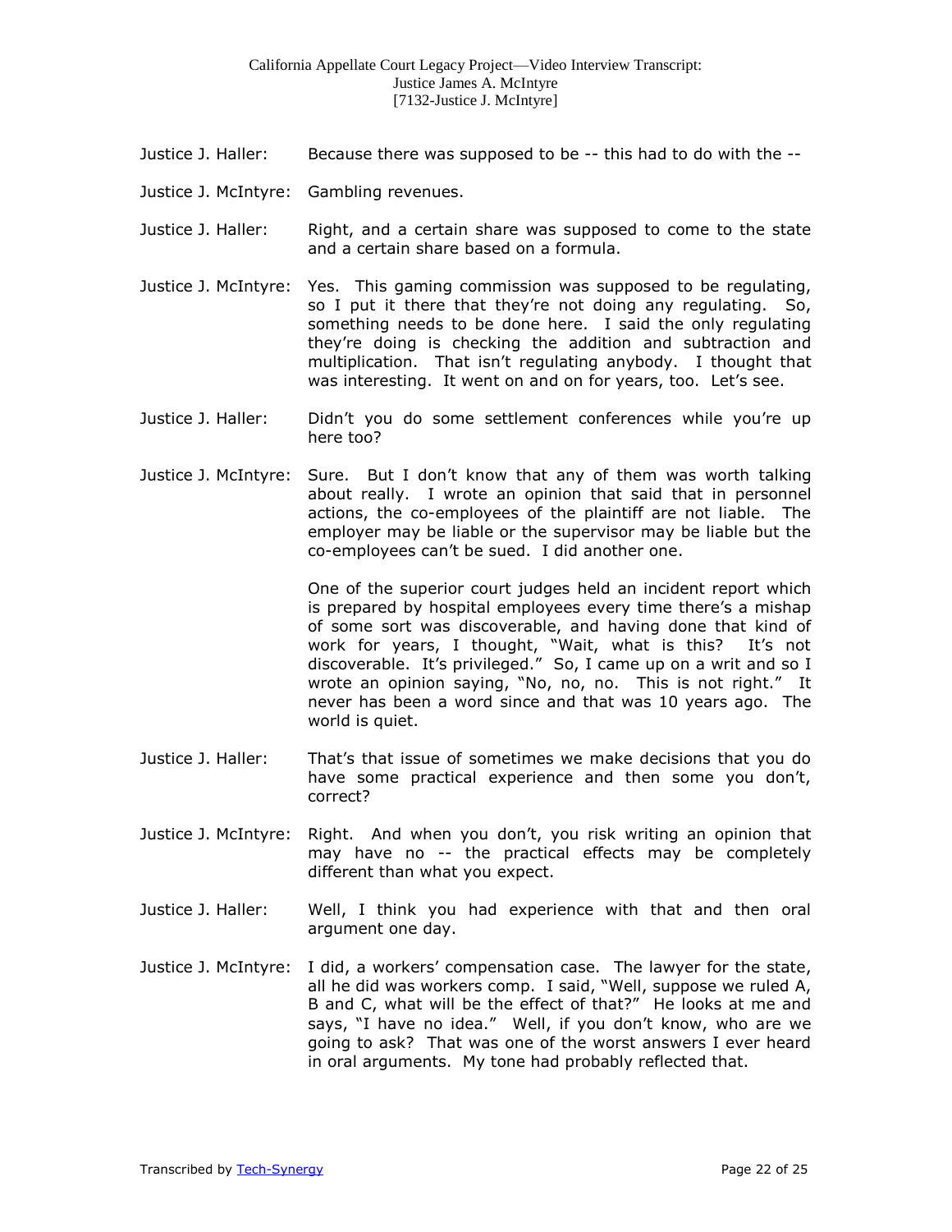Justice J. Haller: Because there was supposed to be -- this had to do with the --

Justice J. McIntyre: Gambling revenues.

Justice J. Haller: Right, and a certain share was supposed to come to the state and a certain share based on a formula.

Justice J. McIntyre: Yes. This gaming commission was supposed to be regulating, so I put it there that they're not doing any regulating. So, something needs to be done here. I said the only regulating they're doing is checking the addition and subtraction and multiplication. That isn't regulating anybody. I thought that was interesting. It went on and on for years, too. Let's see.

Justice J. Haller: Didn't you do some settlement conferences while you're up here too?

Justice J. McIntyre: Sure. But I don't know that any of them was worth talking about really. I wrote an opinion that said that in personnel actions, the co-employees of the plaintiff are not liable. The employer may be liable or the supervisor may be liable but the co-employees can't be sued. I did another one.

One of the superior court judges held an incident report which is prepared by hospital employees every time there's a mishap of some sort was discoverable, and having done that kind of work for years, I thought, "Wait, what is this? It's not discoverable. It's privileged." So, I came up on a writ and so I wrote an opinion saying, "No, no, no. This is not right." It never has been a word since and that was 10 years ago. The world is quiet.

Justice J. Haller: That's that issue of sometimes we make decisions that you do have some practical experience and then some you don't, correct?

Justice J. McIntyre: Right. And when you don't, you risk writing an opinion that may have no -- the practical effects may be completely different than what you expect.

Justice J. Haller: Well, I think you had experience with that and then oral argument one day.

Justice J. McIntyre: I did, a workers' compensation case. The lawyer for the state, all he did was workers comp. I said, "Well, suppose we ruled A, B and C, what will be the effect of that?" He looks at me and says, "I have no idea." Well, if you don't know, who are we going to ask? That was one of the worst answers I ever heard in oral arguments. My tone had probably reflected that.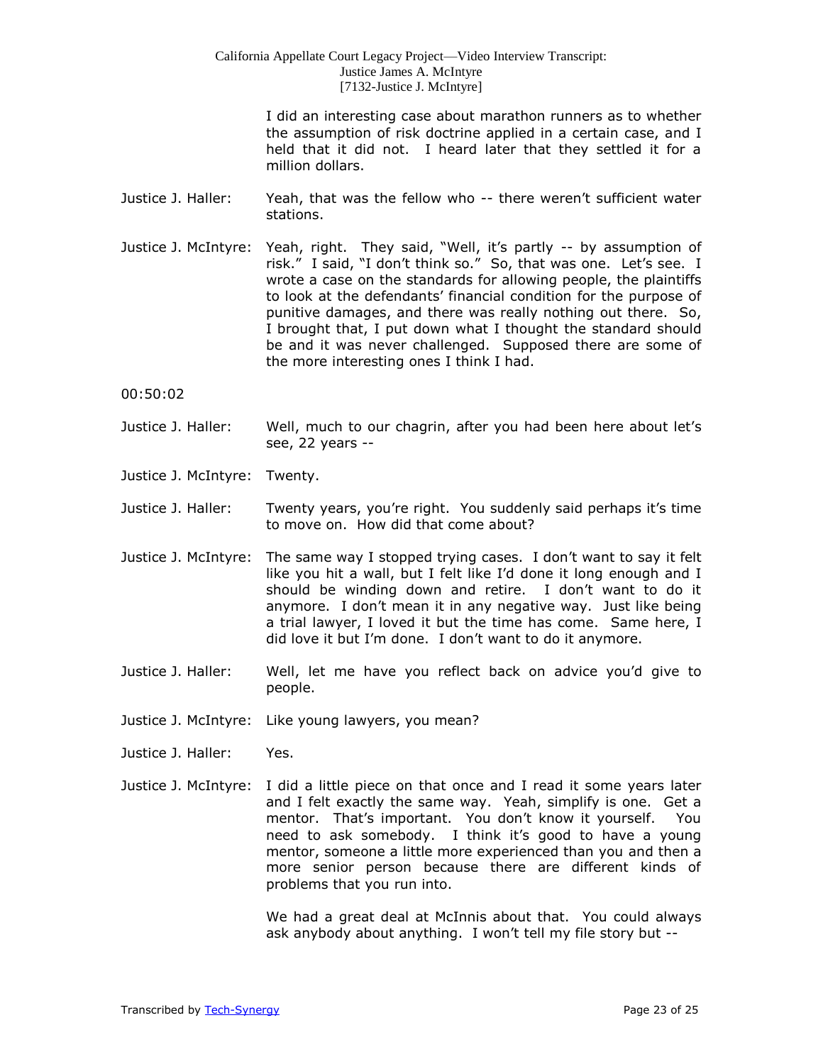I did an interesting case about marathon runners as to whether the assumption of risk doctrine applied in a certain case, and I held that it did not. I heard later that they settled it for a million dollars.

Justice J. Haller: Yeah, that was the fellow who -- there weren't sufficient water stations.

Justice J. McIntyre: Yeah, right. They said, "Well, it's partly -- by assumption of risk." I said, "I don't think so." So, that was one. Let's see. I wrote a case on the standards for allowing people, the plaintiffs to look at the defendants' financial condition for the purpose of punitive damages, and there was really nothing out there. So, I brought that, I put down what I thought the standard should be and it was never challenged. Supposed there are some of the more interesting ones I think I had.

00:50:02

Justice J. Haller: Well, much to our chagrin, after you had been here about let's see, 22 years --

Justice J. McIntyre: Twenty.

Justice J. Haller: Twenty years, you're right. You suddenly said perhaps it's time to move on. How did that come about?

Justice J. McIntyre: The same way I stopped trying cases. I don't want to say it felt like you hit a wall, but I felt like I'd done it long enough and I should be winding down and retire. I don't want to do it anymore. I don't mean it in any negative way. Just like being a trial lawyer, I loved it but the time has come. Same here, I did love it but I'm done. I don't want to do it anymore.

Justice J. Haller: Well, let me have you reflect back on advice you'd give to people.

Justice J. McIntyre: Like young lawyers, you mean?

Justice J. Haller: Yes.

Justice J. McIntyre: I did a little piece on that once and I read it some years later and I felt exactly the same way. Yeah, simplify is one. Get a mentor. That's important. You don't know it yourself. You need to ask somebody. I think it's good to have a young mentor, someone a little more experienced than you and then a more senior person because there are different kinds of problems that you run into.

We had a great deal at McInnis about that. You could always ask anybody about anything. I won't tell my file story but --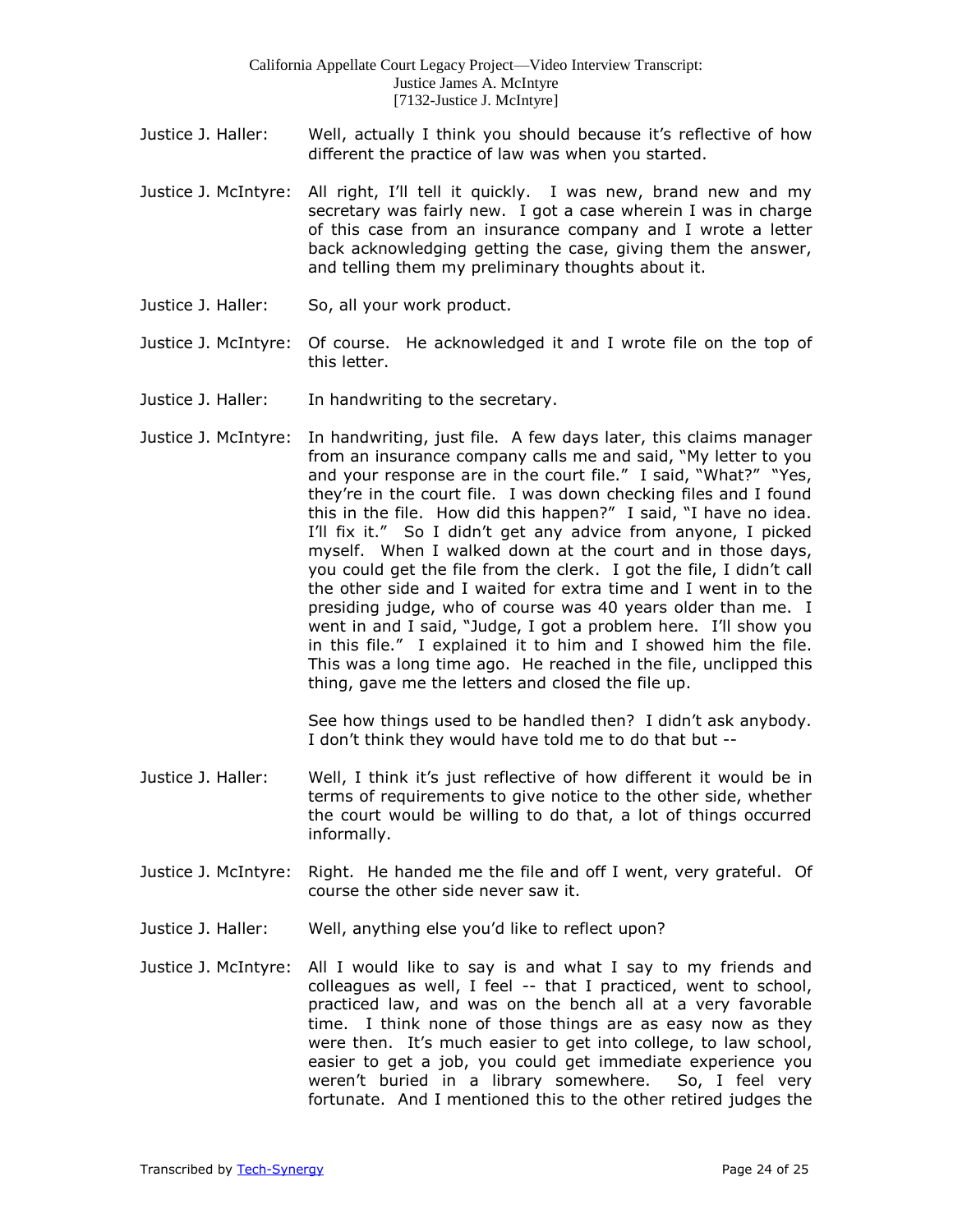Justice J. Haller: Well, actually I think you should because it's reflective of how different the practice of law was when you started.

Justice J. McIntyre: All right, I'll tell it quickly. I was new, brand new and my secretary was fairly new. I got a case wherein I was in charge of this case from an insurance company and I wrote a letter back acknowledging getting the case, giving them the answer, and telling them my preliminary thoughts about it.

Justice J. Haller: So, all your work product.

Justice J. McIntyre: Of course. He acknowledged it and I wrote file on the top of this letter.

Justice J. Haller: In handwriting to the secretary.

Justice J. McIntyre: In handwriting, just file. A few days later, this claims manager from an insurance company calls me and said, "My letter to you and your response are in the court file." I said, "What?" "Yes, they're in the court file. I was down checking files and I found this in the file. How did this happen?" I said, "I have no idea. I'll fix it." So I didn't get any advice from anyone, I picked myself. When I walked down at the court and in those days, you could get the file from the clerk. I got the file, I didn't call the other side and I waited for extra time and I went in to the presiding judge, who of course was 40 years older than me. I went in and I said, "Judge, I got a problem here. I'll show you in this file." I explained it to him and I showed him the file. This was a long time ago. He reached in the file, unclipped this thing, gave me the letters and closed the file up.

See how things used to be handled then? I didn't ask anybody. I don't think they would have told me to do that but --

Justice J. Haller: Well, I think it's just reflective of how different it would be in terms of requirements to give notice to the other side, whether the court would be willing to do that, a lot of things occurred informally.

Justice J. McIntyre: Right. He handed me the file and off I went, very grateful. Of course the other side never saw it.

Justice J. Haller: Well, anything else you'd like to reflect upon?

Justice J. McIntyre: All I would like to say is and what I say to my friends and colleagues as well, I feel -- that I practiced, went to school, practiced law, and was on the bench all at a very favorable time. I think none of those things are as easy now as they were then. It's much easier to get into college, to law school, easier to get a job, you could get immediate experience you weren't buried in a library somewhere. So, I feel very fortunate. And I mentioned this to the other retired judges the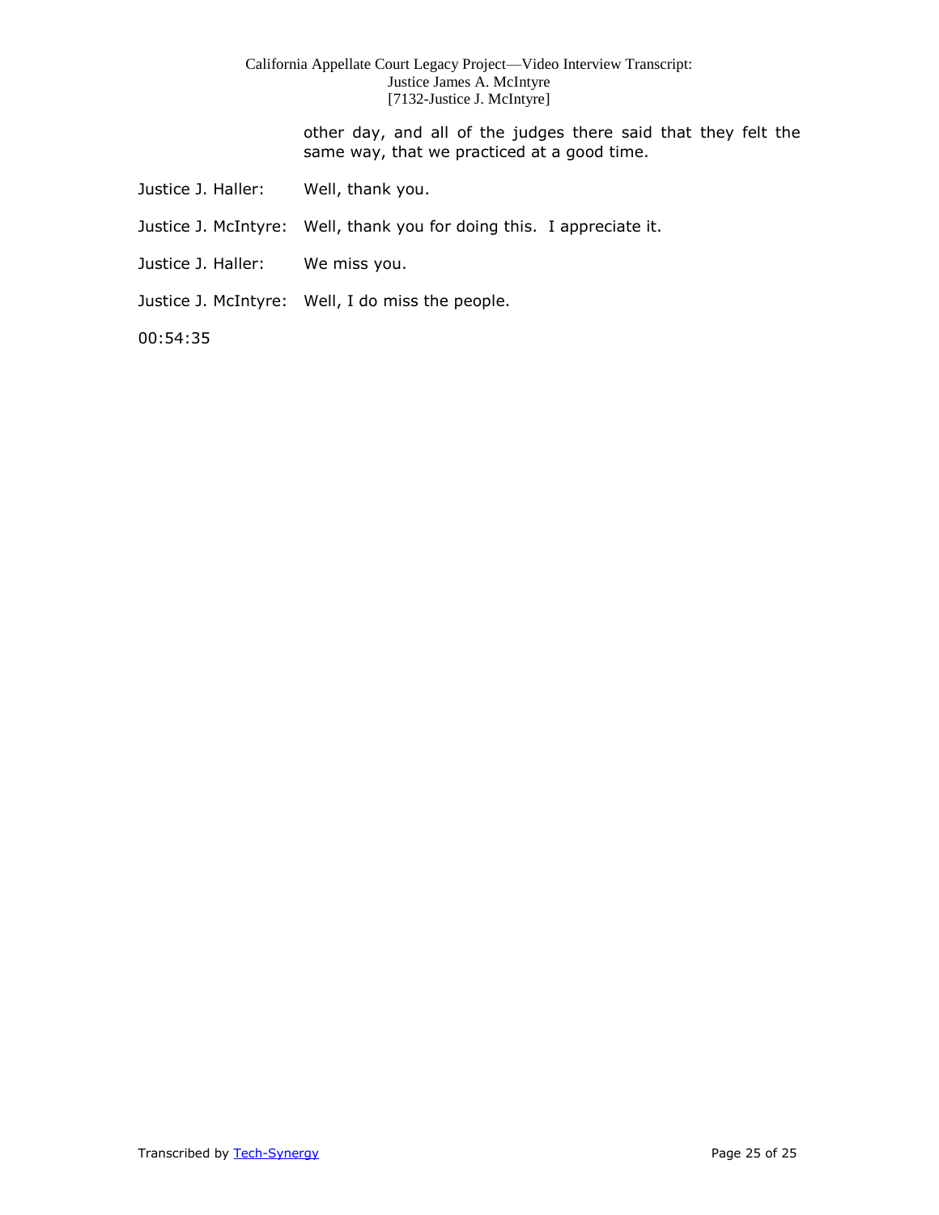other day, and all of the judges there said that they felt the same way, that we practiced at a good time.

Justice J. Haller: Well, thank you.

Justice J. McIntyre: Well, thank you for doing this. I appreciate it.

Justice J. Haller: We miss you.

Justice J. McIntyre: Well, I do miss the people.

00:54:35